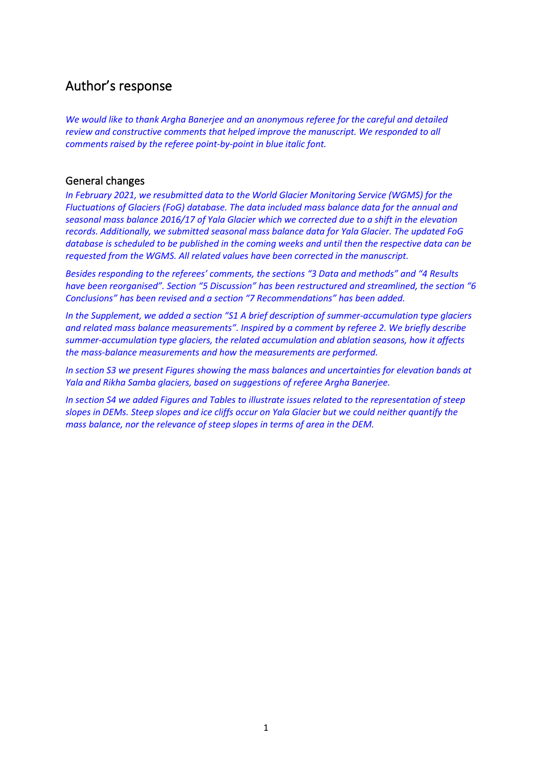# Author's response

*We would like to thank Argha Banerjee and an anonymous referee for the careful and detailed review and constructive comments that helped improve the manuscript. We responded to all comments raised by the referee point-by-point in blue italic font.*

## General changes

*In February 2021, we resubmitted data to the World Glacier Monitoring Service (WGMS) for the Fluctuations of Glaciers (FoG) database. The data included mass balance data for the annual and seasonal mass balance 2016/17 of Yala Glacier which we corrected due to a shift in the elevation records. Additionally, we submitted seasonal mass balance data for Yala Glacier. The updated FoG database is scheduled to be published in the coming weeks and until then the respective data can be requested from the WGMS. All related values have been corrected in the manuscript.*

*Besides responding to the referees' comments, the sections "3 Data and methods" and "4 Results have been reorganised". Section "5 Discussion" has been restructured and streamlined, the section "6 Conclusions" has been revised and a section "7 Recommendations" has been added.*

*In the Supplement, we added a section "S1 A brief description of summer-accumulation type glaciers and related mass balance measurements". Inspired by a comment by referee 2. We briefly describe summer-accumulation type glaciers, the related accumulation and ablation seasons, how it affects the mass-balance measurements and how the measurements are performed.*

*In section S3 we present Figures showing the mass balances and uncertainties for elevation bands at Yala and Rikha Samba glaciers, based on suggestions of referee Argha Banerjee.*

*In section S4 we added Figures and Tables to illustrate issues related to the representation of steep slopes in DEMs. Steep slopes and ice cliffs occur on Yala Glacier but we could neither quantify the mass balance, nor the relevance of steep slopes in terms of area in the DEM.*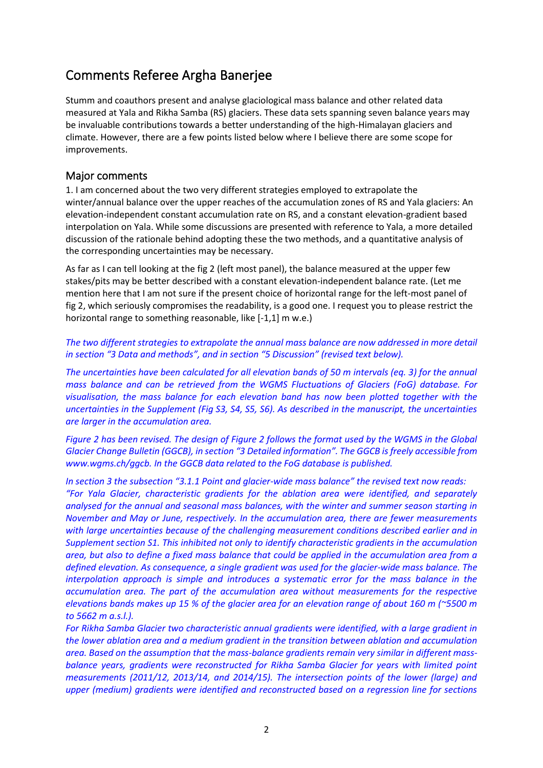## Comments Referee Argha Banerjee

Stumm and coauthors present and analyse glaciological mass balance and other related data measured at Yala and Rikha Samba (RS) glaciers. These data sets spanning seven balance years may be invaluable contributions towards a better understanding of the high-Himalayan glaciers and climate. However, there are a few points listed below where I believe there are some scope for improvements.

### Major comments

1. I am concerned about the two very different strategies employed to extrapolate the winter/annual balance over the upper reaches of the accumulation zones of RS and Yala glaciers: An elevation-independent constant accumulation rate on RS, and a constant elevation-gradient based interpolation on Yala. While some discussions are presented with reference to Yala, a more detailed discussion of the rationale behind adopting these the two methods, and a quantitative analysis of the corresponding uncertainties may be necessary.

As far as I can tell looking at the fig 2 (left most panel), the balance measured at the upper few stakes/pits may be better described with a constant elevation-independent balance rate. (Let me mention here that I am not sure if the present choice of horizontal range for the left-most panel of fig 2, which seriously compromises the readability, is a good one. I request you to please restrict the horizontal range to something reasonable, like [-1,1] m w.e.)

*The two different strategies to extrapolate the annual mass balance are now addressed in more detail in section "3 Data and methods", and in section "5 Discussion" (revised text below).*

*The uncertainties have been calculated for all elevation bands of 50 m intervals (eq. 3) for the annual mass balance and can be retrieved from the WGMS Fluctuations of Glaciers (FoG) database. For visualisation, the mass balance for each elevation band has now been plotted together with the uncertainties in the Supplement (Fig S3, S4, S5, S6). As described in the manuscript, the uncertainties are larger in the accumulation area.*

*Figure 2 has been revised. The design of Figure 2 follows the format used by the WGMS in the Global Glacier Change Bulletin (GGCB), in section "3 Detailed information". The GGCB is freely accessible from www.wgms.ch/ggcb. In the GGCB data related to the FoG database is published.*

*In section 3 the subsection "3.1.1 Point and glacier-wide mass balance" the revised text now reads: "For Yala Glacier, characteristic gradients for the ablation area were identified, and separately analysed for the annual and seasonal mass balances, with the winter and summer season starting in November and May or June, respectively. In the accumulation area, there are fewer measurements with large uncertainties because of the challenging measurement conditions described earlier and in Supplement section S1. This inhibited not only to identify characteristic gradients in the accumulation area, but also to define a fixed mass balance that could be applied in the accumulation area from a defined elevation. As consequence, a single gradient was used for the glacier-wide mass balance. The interpolation approach is simple and introduces a systematic error for the mass balance in the accumulation area. The part of the accumulation area without measurements for the respective elevations bands makes up 15 % of the glacier area for an elevation range of about 160 m (~5500 m to 5662 m a.s.l.).*

*For Rikha Samba Glacier two characteristic annual gradients were identified, with a large gradient in the lower ablation area and a medium gradient in the transition between ablation and accumulation area. Based on the assumption that the mass-balance gradients remain very similar in different mass-balance years, gradients were reconstructed for Rikha Samba Glacier for years with limited point measurements (2011/12, 2013/14, and 2014/15). The intersection points of the lower (large) and upper (medium) gradients were identified and reconstructed based on a regression line for sections*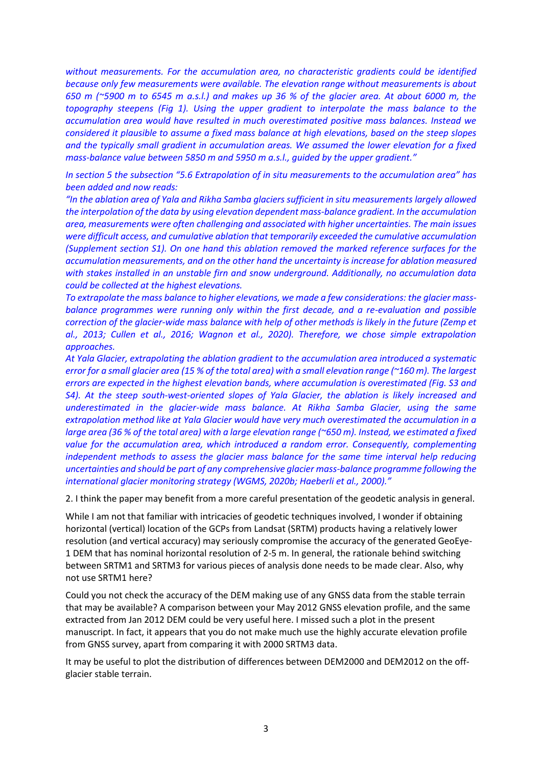*without measurements. For the accumulation area, no characteristic gradients could be identified because only few measurements were available. The elevation range without measurements is about 650 m (~5900 m to 6545 m a.s.l.) and makes up 36 % of the glacier area. At about 6000 m, the topography steepens (Fig 1). Using the upper gradient to interpolate the mass balance to the accumulation area would have resulted in much overestimated positive mass balances. Instead we considered it plausible to assume a fixed mass balance at high elevations, based on the steep slopes and the typically small gradient in accumulation areas. We assumed the lower elevation for a fixed mass-balance value between 5850 m and 5950 m a.s.l., guided by the upper gradient."*

*In section 5 the subsection "5.6 Extrapolation of in situ measurements to the accumulation area" has been added and now reads:*

*"In the ablation area of Yala and Rikha Samba glaciers sufficient in situ measurements largely allowed the interpolation of the data by using elevation dependent mass-balance gradient. In the accumulation area, measurements were often challenging and associated with higher uncertainties. The main issues were difficult access, and cumulative ablation that temporarily exceeded the cumulative accumulation (Supplement section S1). On one hand this ablation removed the marked reference surfaces for the accumulation measurements, and on the other hand the uncertainty is increase for ablation measured with stakes installed in an unstable firn and snow underground. Additionally, no accumulation data could be collected at the highest elevations.*

*To extrapolate the mass balance to higher elevations, we made a few considerations: the glacier mass-balance programmes were running only within the first decade, and a re-evaluation and possible correction of the glacier-wide mass balance with help of other methods is likely in the future (Zemp et al., 2013; Cullen et al., 2016; Wagnon et al., 2020). Therefore, we chose simple extrapolation approaches.*

*At Yala Glacier, extrapolating the ablation gradient to the accumulation area introduced a systematic error for a small glacier area (15 % of the total area) with a small elevation range (~160 m). The largest errors are expected in the highest elevation bands, where accumulation is overestimated (Fig. S3 and S4). At the steep south-west-oriented slopes of Yala Glacier, the ablation is likely increased and underestimated in the glacier-wide mass balance. At Rikha Samba Glacier, using the same extrapolation method like at Yala Glacier would have very much overestimated the accumulation in a large area (36 % of the total area) with a large elevation range (~650 m). Instead, we estimated a fixed value for the accumulation area, which introduced a random error. Consequently, complementing independent methods to assess the glacier mass balance for the same time interval help reducing uncertainties and should be part of any comprehensive glacier mass-balance programme following the international glacier monitoring strategy (WGMS, 2020b; Haeberli et al., 2000)."*

2. I think the paper may benefit from a more careful presentation of the geodetic analysis in general.

While I am not that familiar with intricacies of geodetic techniques involved, I wonder if obtaining horizontal (vertical) location of the GCPs from Landsat (SRTM) products having a relatively lower resolution (and vertical accuracy) may seriously compromise the accuracy of the generated GeoEye-1 DEM that has nominal horizontal resolution of 2-5 m. In general, the rationale behind switching between SRTM1 and SRTM3 for various pieces of analysis done needs to be made clear. Also, why not use SRTM1 here?

Could you not check the accuracy of the DEM making use of any GNSS data from the stable terrain that may be available? A comparison between your May 2012 GNSS elevation profile, and the same extracted from Jan 2012 DEM could be very useful here. I missed such a plot in the present manuscript. In fact, it appears that you do not make much use the highly accurate elevation profile from GNSS survey, apart from comparing it with 2000 SRTM3 data.

It may be useful to plot the distribution of differences between DEM2000 and DEM2012 on the off-glacier stable terrain.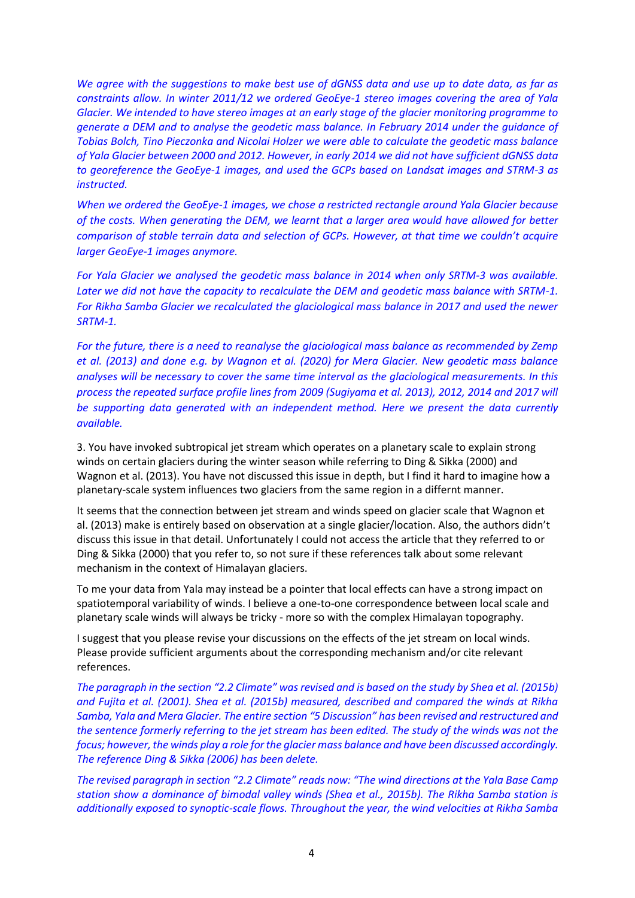*We agree with the suggestions to make best use of dGNSS data and use up to date data, as far as constraints allow. In winter 2011/12 we ordered GeoEye-1 stereo images covering the area of Yala Glacier. We intended to have stereo images at an early stage of the glacier monitoring programme to generate a DEM and to analyse the geodetic mass balance. In February 2014 under the guidance of Tobias Bolch, Tino Pieczonka and Nicolai Holzer we were able to calculate the geodetic mass balance of Yala Glacier between 2000 and 2012. However, in early 2014 we did not have sufficient dGNSS data to georeference the GeoEye-1 images, and used the GCPs based on Landsat images and STRM-3 as instructed.*

*When we ordered the GeoEye-1 images, we chose a restricted rectangle around Yala Glacier because of the costs. When generating the DEM, we learnt that a larger area would have allowed for better comparison of stable terrain data and selection of GCPs. However, at that time we couldn't acquire larger GeoEye-1 images anymore.*

*For Yala Glacier we analysed the geodetic mass balance in 2014 when only SRTM-3 was available. Later we did not have the capacity to recalculate the DEM and geodetic mass balance with SRTM-1. For Rikha Samba Glacier we recalculated the glaciological mass balance in 2017 and used the newer SRTM-1.*

*For the future, there is a need to reanalyse the glaciological mass balance as recommended by Zemp et al. (2013) and done e.g. by Wagnon et al. (2020) for Mera Glacier. New geodetic mass balance analyses will be necessary to cover the same time interval as the glaciological measurements. In this process the repeated surface profile lines from 2009 (Sugiyama et al. 2013), 2012, 2014 and 2017 will be supporting data generated with an independent method. Here we present the data currently available.*

3. You have invoked subtropical jet stream which operates on a planetary scale to explain strong winds on certain glaciers during the winter season while referring to Ding & Sikka (2000) and Wagnon et al. (2013). You have not discussed this issue in depth, but I find it hard to imagine how a planetary-scale system influences two glaciers from the same region in a differnt manner.

It seems that the connection between jet stream and winds speed on glacier scale that Wagnon et al. (2013) make is entirely based on observation at a single glacier/location. Also, the authors didn't discuss this issue in that detail. Unfortunately I could not access the article that they referred to or Ding & Sikka (2000) that you refer to, so not sure if these references talk about some relevant mechanism in the context of Himalayan glaciers.

To me your data from Yala may instead be a pointer that local effects can have a strong impact on spatiotemporal variability of winds. I believe a one-to-one correspondence between local scale and planetary scale winds will always be tricky - more so with the complex Himalayan topography.

I suggest that you please revise your discussions on the effects of the jet stream on local winds. Please provide sufficient arguments about the corresponding mechanism and/or cite relevant references.

*The paragraph in the section "2.2 Climate" was revised and is based on the study by Shea et al. (2015b) and Fujita et al. (2001). Shea et al. (2015b) measured, described and compared the winds at Rikha Samba, Yala and Mera Glacier. The entire section "5 Discussion" has been revised and restructured and the sentence formerly referring to the jet stream has been edited. The study of the winds was not the focus; however, the winds play a role for the glacier mass balance and have been discussed accordingly. The reference Ding & Sikka (2006) has been delete.*

*The revised paragraph in section "2.2 Climate" reads now: "The wind directions at the Yala Base Camp station show a dominance of bimodal valley winds (Shea et al., 2015b). The Rikha Samba station is additionally exposed to synoptic-scale flows. Throughout the year, the wind velocities at Rikha Samba*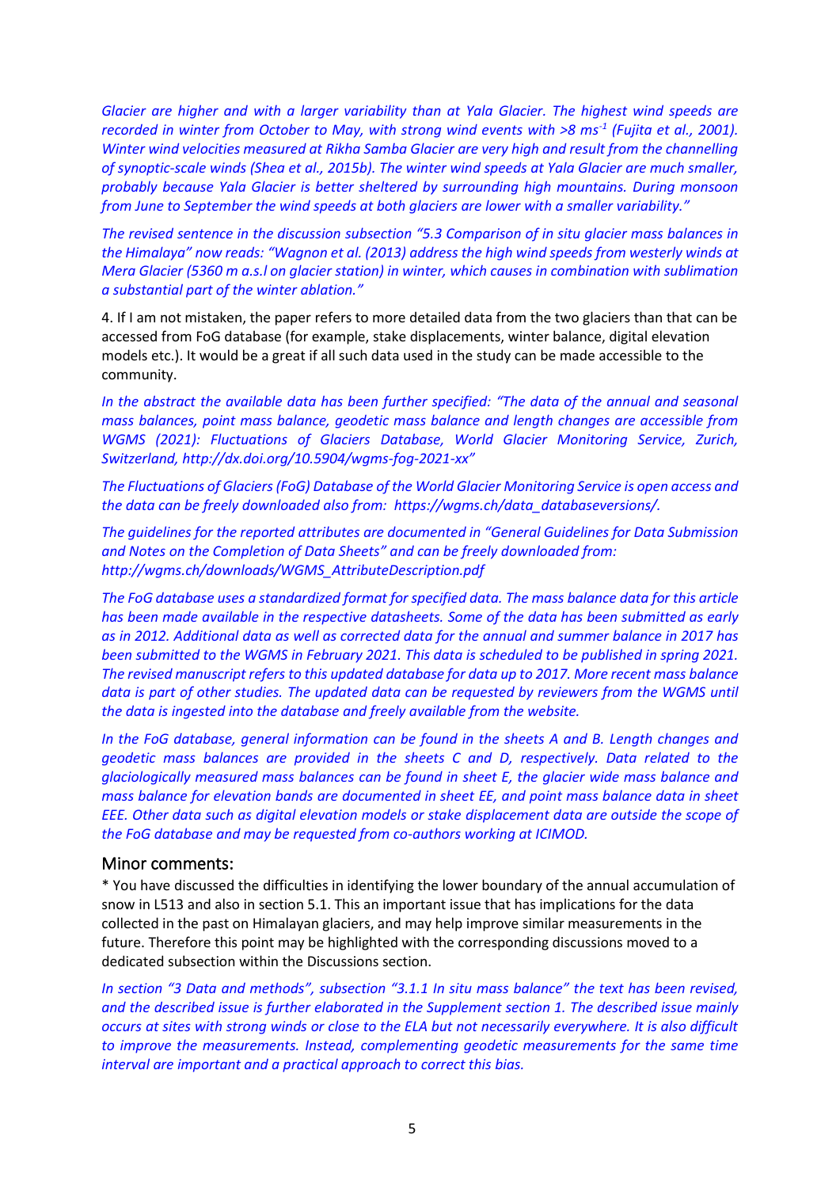*Glacier are higher and with a larger variability than at Yala Glacier. The highest wind speeds are recorded in winter from October to May, with strong wind events with >8 ms$^{-1}$ (Fujita et al., 2001). Winter wind velocities measured at Rikha Samba Glacier are very high and result from the channelling of synoptic-scale winds (Shea et al., 2015b). The winter wind speeds at Yala Glacier are much smaller, probably because Yala Glacier is better sheltered by surrounding high mountains. During monsoon from June to September the wind speeds at both glaciers are lower with a smaller variability."*

*The revised sentence in the discussion subsection "5.3 Comparison of in situ glacier mass balances in the Himalaya" now reads: "Wagnon et al. (2013) address the high wind speeds from westerly winds at Mera Glacier (5360 m a.s.l on glacier station) in winter, which causes in combination with sublimation a substantial part of the winter ablation."*

4. If I am not mistaken, the paper refers to more detailed data from the two glaciers than that can be accessed from FoG database (for example, stake displacements, winter balance, digital elevation models etc.). It would be a great if all such data used in the study can be made accessible to the community.

*In the abstract the available data has been further specified: "The data of the annual and seasonal mass balances, point mass balance, geodetic mass balance and length changes are accessible from WGMS (2021): Fluctuations of Glaciers Database, World Glacier Monitoring Service, Zurich, Switzerland, http://dx.doi.org/10.5904/wgms-fog-2021-xx"*

*The Fluctuations of Glaciers (FoG) Database of the World Glacier Monitoring Service is open access and the data can be freely downloaded also from: https://wgms.ch/data_databaseversions/.*

*The guidelines for the reported attributes are documented in "General Guidelines for Data Submission and Notes on the Completion of Data Sheets" and can be freely downloaded from: http://wgms.ch/downloads/WGMS_AttributeDescription.pdf*

*The FoG database uses a standardized format for specified data. The mass balance data for this article has been made available in the respective datasheets. Some of the data has been submitted as early as in 2012. Additional data as well as corrected data for the annual and summer balance in 2017 has been submitted to the WGMS in February 2021. This data is scheduled to be published in spring 2021. The revised manuscript refers to this updated database for data up to 2017. More recent mass balance data is part of other studies. The updated data can be requested by reviewers from the WGMS until the data is ingested into the database and freely available from the website.*

*In the FoG database, general information can be found in the sheets A and B. Length changes and geodetic mass balances are provided in the sheets C and D, respectively. Data related to the glaciologically measured mass balances can be found in sheet E, the glacier wide mass balance and mass balance for elevation bands are documented in sheet EE, and point mass balance data in sheet EEE. Other data such as digital elevation models or stake displacement data are outside the scope of the FoG database and may be requested from co-authors working at ICIMOD.*

## Minor comments:

* You have discussed the difficulties in identifying the lower boundary of the annual accumulation of snow in L513 and also in section 5.1. This an important issue that has implications for the data collected in the past on Himalayan glaciers, and may help improve similar measurements in the future. Therefore this point may be highlighted with the corresponding discussions moved to a dedicated subsection within the Discussions section.

*In section "3 Data and methods", subsection "3.1.1 In situ mass balance" the text has been revised, and the described issue is further elaborated in the Supplement section 1. The described issue mainly occurs at sites with strong winds or close to the ELA but not necessarily everywhere. It is also difficult to improve the measurements. Instead, complementing geodetic measurements for the same time interval are important and a practical approach to correct this bias.*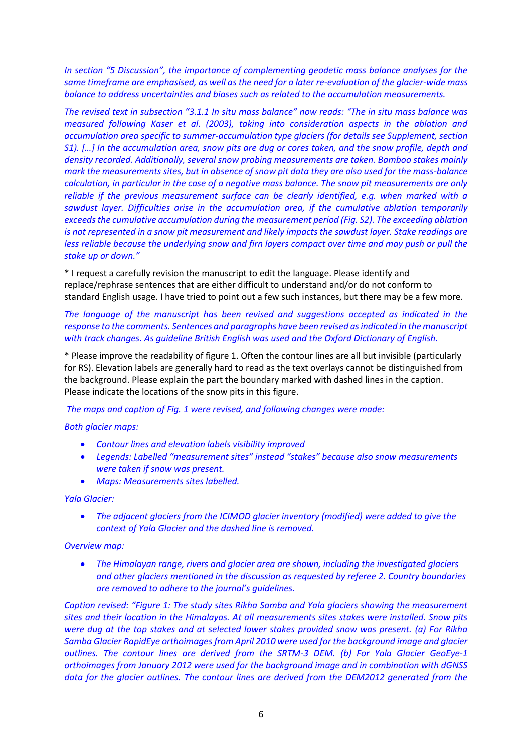*In section "5 Discussion", the importance of complementing geodetic mass balance analyses for the same timeframe are emphasised, as well as the need for a later re-evaluation of the glacier-wide mass balance to address uncertainties and biases such as related to the accumulation measurements.*

*The revised text in subsection "3.1.1 In situ mass balance" now reads: "The in situ mass balance was measured following Kaser et al. (2003), taking into consideration aspects in the ablation and accumulation area specific to summer-accumulation type glaciers (for details see Supplement, section S1). […] In the accumulation area, snow pits are dug or cores taken, and the snow profile, depth and density recorded. Additionally, several snow probing measurements are taken. Bamboo stakes mainly mark the measurements sites, but in absence of snow pit data they are also used for the mass-balance calculation, in particular in the case of a negative mass balance. The snow pit measurements are only reliable if the previous measurement surface can be clearly identified, e.g. when marked with a sawdust layer. Difficulties arise in the accumulation area, if the cumulative ablation temporarily exceeds the cumulative accumulation during the measurement period (Fig. S2). The exceeding ablation is not represented in a snow pit measurement and likely impacts the sawdust layer. Stake readings are less reliable because the underlying snow and firn layers compact over time and may push or pull the stake up or down."*

* I request a carefully revision the manuscript to edit the language. Please identify and replace/rephrase sentences that are either difficult to understand and/or do not conform to standard English usage. I have tried to point out a few such instances, but there may be a few more.

*The language of the manuscript has been revised and suggestions accepted as indicated in the response to the comments. Sentences and paragraphs have been revised as indicated in the manuscript with track changes. As guideline British English was used and the Oxford Dictionary of English.*

* Please improve the readability of figure 1. Often the contour lines are all but invisible (particularly for RS). Elevation labels are generally hard to read as the text overlays cannot be distinguished from the background. Please explain the part the boundary marked with dashed lines in the caption. Please indicate the locations of the snow pits in this figure.

*The maps and caption of Fig. 1 were revised, and following changes were made:*

*Both glacier maps:*

- *Contour lines and elevation labels visibility improved*
- *Legends: Labelled "measurement sites" instead "stakes" because also snow measurements were taken if snow was present.*
- *Maps: Measurements sites labelled.*

*Yala Glacier:*

- *The adjacent glaciers from the ICIMOD glacier inventory (modified) were added to give the context of Yala Glacier and the dashed line is removed.*

*Overview map:*

- *The Himalayan range, rivers and glacier area are shown, including the investigated glaciers and other glaciers mentioned in the discussion as requested by referee 2. Country boundaries are removed to adhere to the journal's guidelines.*

*Caption revised: "Figure 1: The study sites Rikha Samba and Yala glaciers showing the measurement sites and their location in the Himalayas. At all measurements sites stakes were installed. Snow pits were dug at the top stakes and at selected lower stakes provided snow was present. (a) For Rikha Samba Glacier RapidEye orthoimages from April 2010 were used for the background image and glacier outlines. The contour lines are derived from the SRTM-3 DEM. (b) For Yala Glacier GeoEye-1 orthoimages from January 2012 were used for the background image and in combination with dGNSS data for the glacier outlines. The contour lines are derived from the DEM2012 generated from the*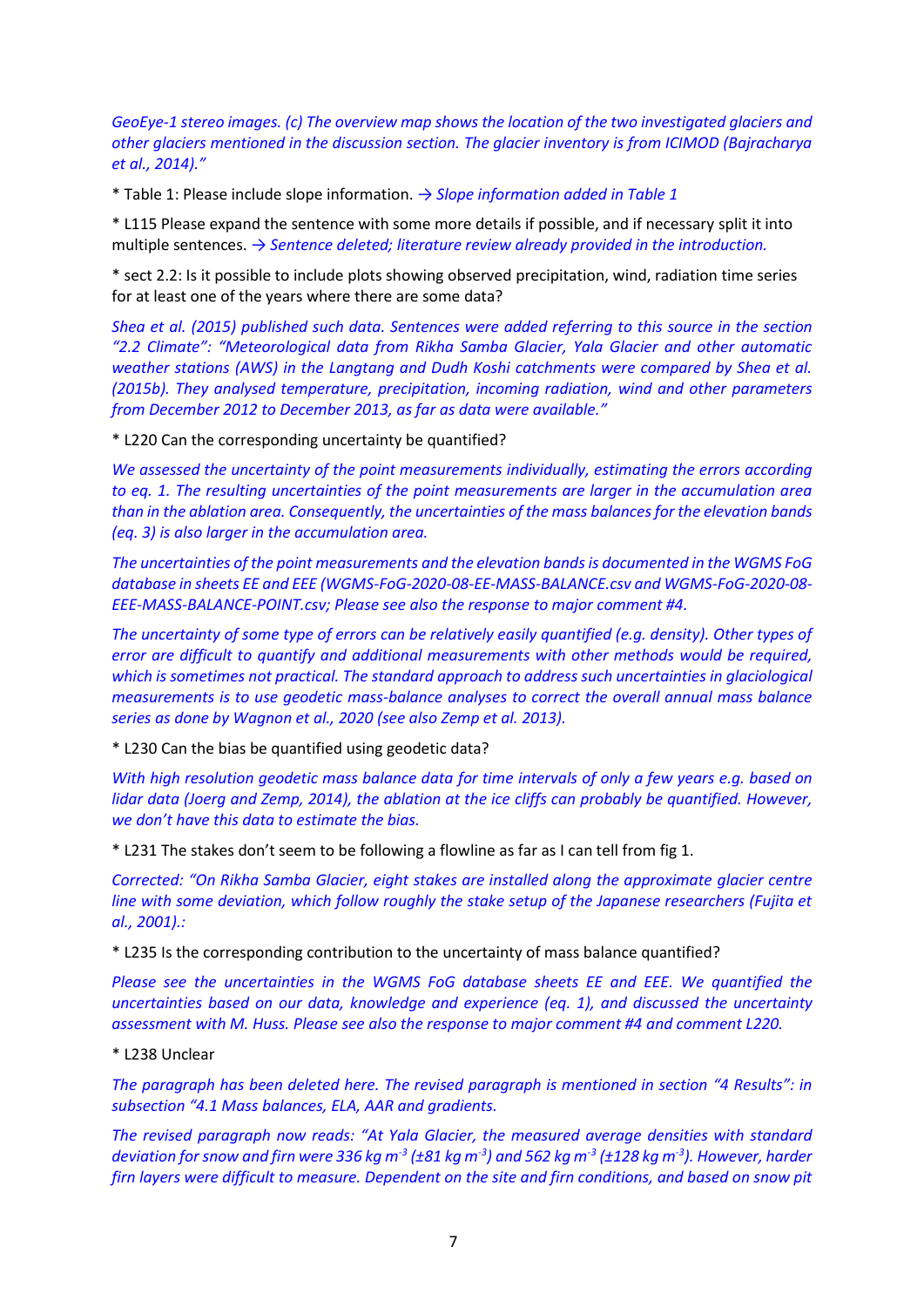*GeoEye-1 stereo images. (c) The overview map shows the location of the two investigated glaciers and other glaciers mentioned in the discussion section. The glacier inventory is from ICIMOD (Bajracharya et al., 2014)."*

* Table 1: Please include slope information. *→ Slope information added in Table 1*

* L115 Please expand the sentence with some more details if possible, and if necessary split it into multiple sentences. *→ Sentence deleted; literature review already provided in the introduction.*

* sect 2.2: Is it possible to include plots showing observed precipitation, wind, radiation time series for at least one of the years where there are some data?

*Shea et al. (2015) published such data. Sentences were added referring to this source in the section "2.2 Climate": "Meteorological data from Rikha Samba Glacier, Yala Glacier and other automatic weather stations (AWS) in the Langtang and Dudh Koshi catchments were compared by Shea et al. (2015b). They analysed temperature, precipitation, incoming radiation, wind and other parameters from December 2012 to December 2013, as far as data were available."*

* L220 Can the corresponding uncertainty be quantified?

*We assessed the uncertainty of the point measurements individually, estimating the errors according to eq. 1. The resulting uncertainties of the point measurements are larger in the accumulation area than in the ablation area. Consequently, the uncertainties of the mass balances for the elevation bands (eq. 3) is also larger in the accumulation area.*

*The uncertainties of the point measurements and the elevation bands is documented in the WGMS FoG database in sheets EE and EEE (WGMS-FoG-2020-08-EE-MASS-BALANCE.csv and WGMS-FoG-2020-08-EEE-MASS-BALANCE-POINT.csv; Please see also the response to major comment #4.*

*The uncertainty of some type of errors can be relatively easily quantified (e.g. density). Other types of error are difficult to quantify and additional measurements with other methods would be required, which is sometimes not practical. The standard approach to address such uncertainties in glaciological measurements is to use geodetic mass-balance analyses to correct the overall annual mass balance series as done by Wagnon et al., 2020 (see also Zemp et al. 2013).*

* L230 Can the bias be quantified using geodetic data?

*With high resolution geodetic mass balance data for time intervals of only a few years e.g. based on lidar data (Joerg and Zemp, 2014), the ablation at the ice cliffs can probably be quantified. However, we don't have this data to estimate the bias.*

* L231 The stakes don't seem to be following a flowline as far as I can tell from fig 1.

*Corrected: "On Rikha Samba Glacier, eight stakes are installed along the approximate glacier centre line with some deviation, which follow roughly the stake setup of the Japanese researchers (Fujita et al., 2001).:*

* L235 Is the corresponding contribution to the uncertainty of mass balance quantified?

*Please see the uncertainties in the WGMS FoG database sheets EE and EEE. We quantified the uncertainties based on our data, knowledge and experience (eq. 1), and discussed the uncertainty assessment with M. Huss. Please see also the response to major comment #4 and comment L220.*

* L238 Unclear

*The paragraph has been deleted here. The revised paragraph is mentioned in section "4 Results": in subsection "4.1 Mass balances, ELA, AAR and gradients.*

*The revised paragraph now reads: "At Yala Glacier, the measured average densities with standard deviation for snow and firn were 336 kg m$^{-3}$ (±81 kg m$^{-3}$) and 562 kg m$^{-3}$ (±128 kg m$^{-3}$). However, harder firn layers were difficult to measure. Dependent on the site and firn conditions, and based on snow pit*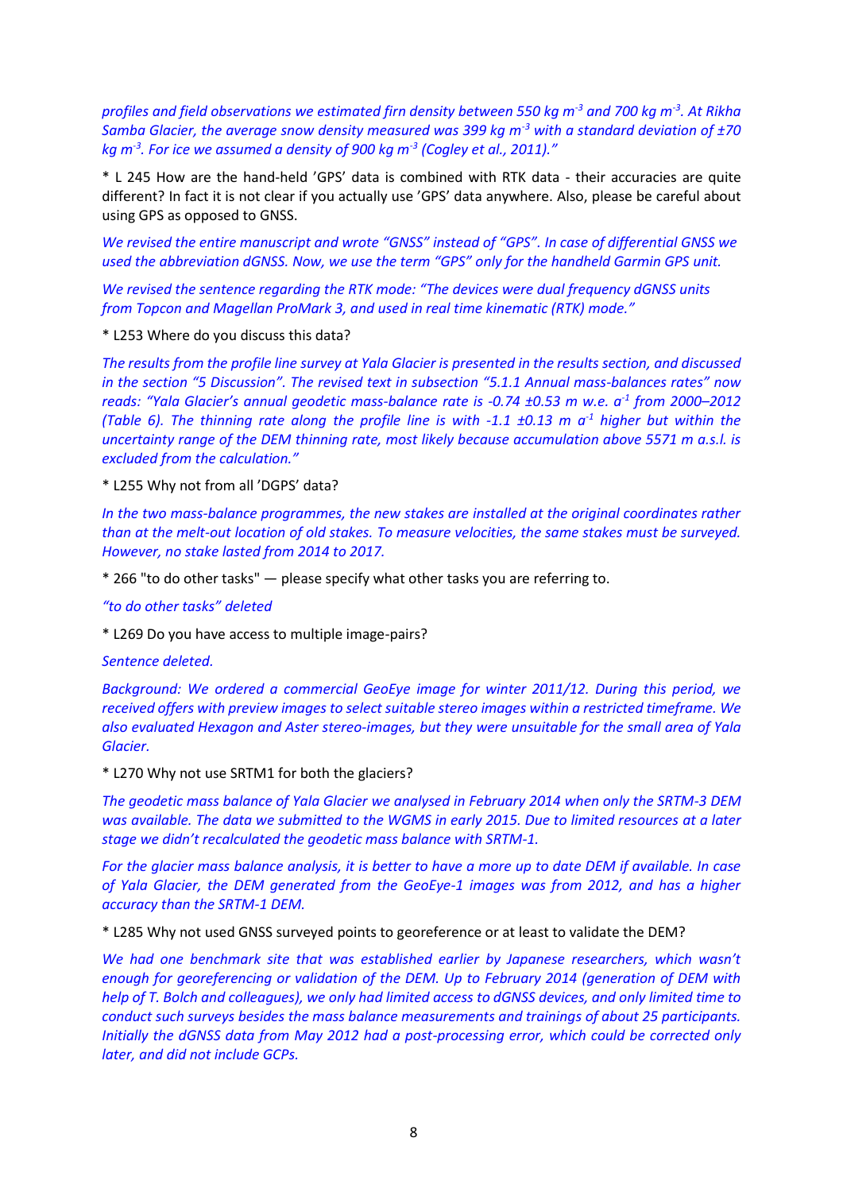*profiles and field observations we estimated firn density between 550 kg $m^{-3}$ and 700 kg $m^{-3}$. At Rikha Samba Glacier, the average snow density measured was 399 kg $m^{-3}$ with a standard deviation of ±70 kg $m^{-3}$. For ice we assumed a density of 900 kg $m^{-3}$ (Cogley et al., 2011)."*

* L 245 How are the hand-held 'GPS' data is combined with RTK data - their accuracies are quite different? In fact it is not clear if you actually use 'GPS' data anywhere. Also, please be careful about using GPS as opposed to GNSS.

*We revised the entire manuscript and wrote "GNSS" instead of "GPS". In case of differential GNSS we used the abbreviation dGNSS. Now, we use the term "GPS" only for the handheld Garmin GPS unit.*

*We revised the sentence regarding the RTK mode: "The devices were dual frequency dGNSS units from Topcon and Magellan ProMark 3, and used in real time kinematic (RTK) mode."*

* L253 Where do you discuss this data?

*The results from the profile line survey at Yala Glacier is presented in the results section, and discussed in the section "5 Discussion". The revised text in subsection "5.1.1 Annual mass-balances rates" now reads: "Yala Glacier's annual geodetic mass-balance rate is -0.74 ±0.53 m w.e. $a^{-1}$ from 2000–2012 (Table 6). The thinning rate along the profile line is with -1.1 ±0.13 m $a^{-1}$ higher but within the uncertainty range of the DEM thinning rate, most likely because accumulation above 5571 m a.s.l. is excluded from the calculation."*

* L255 Why not from all 'DGPS' data?

*In the two mass-balance programmes, the new stakes are installed at the original coordinates rather than at the melt-out location of old stakes. To measure velocities, the same stakes must be surveyed. However, no stake lasted from 2014 to 2017.*

* 266 "to do other tasks" — please specify what other tasks you are referring to.

*"to do other tasks" deleted*

* L269 Do you have access to multiple image-pairs?

*Sentence deleted.*

*Background: We ordered a commercial GeoEye image for winter 2011/12. During this period, we received offers with preview images to select suitable stereo images within a restricted timeframe. We also evaluated Hexagon and Aster stereo-images, but they were unsuitable for the small area of Yala Glacier.*

* L270 Why not use SRTM1 for both the glaciers?

*The geodetic mass balance of Yala Glacier we analysed in February 2014 when only the SRTM-3 DEM was available. The data we submitted to the WGMS in early 2015. Due to limited resources at a later stage we didn't recalculated the geodetic mass balance with SRTM-1.*

*For the glacier mass balance analysis, it is better to have a more up to date DEM if available. In case of Yala Glacier, the DEM generated from the GeoEye-1 images was from 2012, and has a higher accuracy than the SRTM-1 DEM.*

* L285 Why not used GNSS surveyed points to georeference or at least to validate the DEM?

*We had one benchmark site that was established earlier by Japanese researchers, which wasn't enough for georeferencing or validation of the DEM. Up to February 2014 (generation of DEM with help of T. Bolch and colleagues), we only had limited access to dGNSS devices, and only limited time to conduct such surveys besides the mass balance measurements and trainings of about 25 participants. Initially the dGNSS data from May 2012 had a post-processing error, which could be corrected only later, and did not include GCPs.*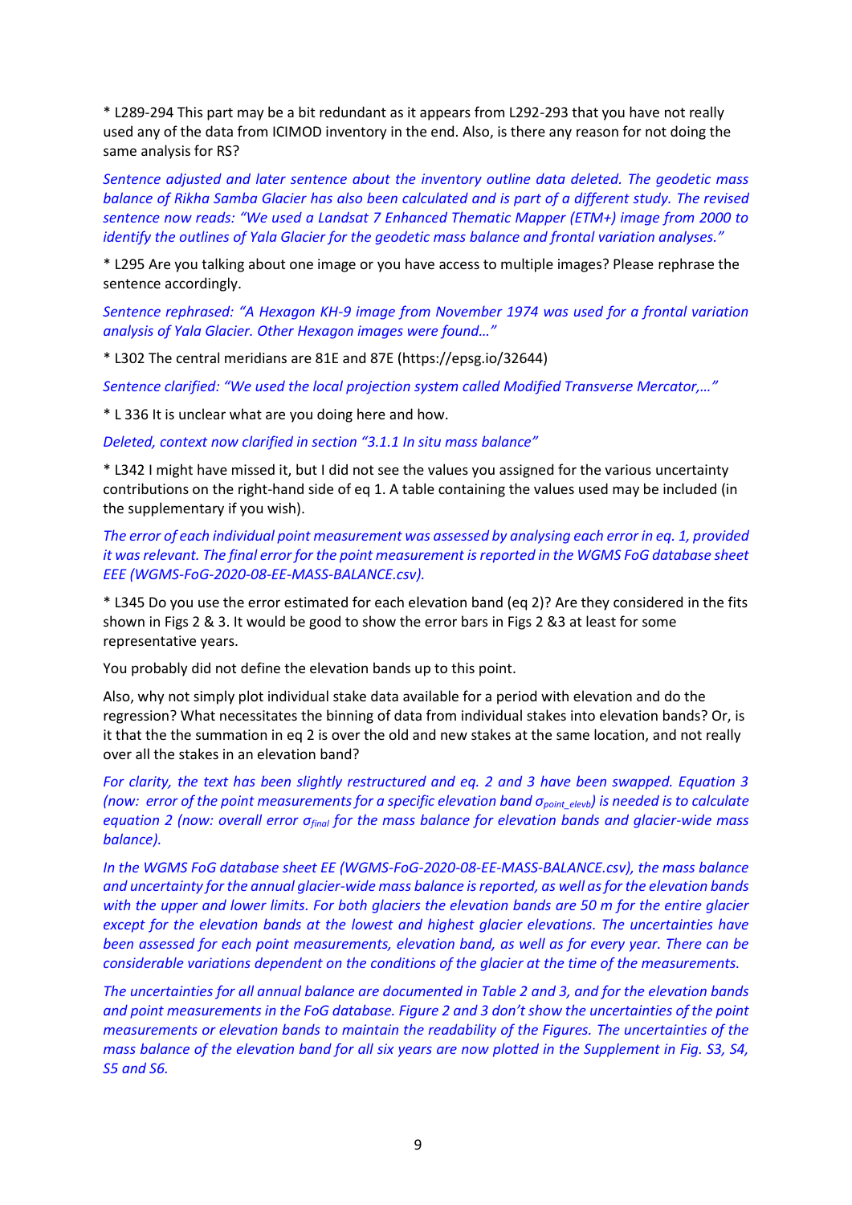* L289-294 This part may be a bit redundant as it appears from L292-293 that you have not really used any of the data from ICIMOD inventory in the end. Also, is there any reason for not doing the same analysis for RS?

*Sentence adjusted and later sentence about the inventory outline data deleted. The geodetic mass balance of Rikha Samba Glacier has also been calculated and is part of a different study. The revised sentence now reads: "We used a Landsat 7 Enhanced Thematic Mapper (ETM+) image from 2000 to identify the outlines of Yala Glacier for the geodetic mass balance and frontal variation analyses."*

* L295 Are you talking about one image or you have access to multiple images? Please rephrase the sentence accordingly.

*Sentence rephrased: "A Hexagon KH-9 image from November 1974 was used for a frontal variation analysis of Yala Glacier. Other Hexagon images were found…"*

* L302 The central meridians are 81E and 87E (https://epsg.io/32644)

*Sentence clarified: "We used the local projection system called Modified Transverse Mercator,…"*

* L 336 It is unclear what are you doing here and how.

*Deleted, context now clarified in section "3.1.1 In situ mass balance"*

* L342 I might have missed it, but I did not see the values you assigned for the various uncertainty contributions on the right-hand side of eq 1. A table containing the values used may be included (in the supplementary if you wish).

*The error of each individual point measurement was assessed by analysing each error in eq. 1, provided it was relevant. The final error for the point measurement is reported in the WGMS FoG database sheet EEE (WGMS-FoG-2020-08-EE-MASS-BALANCE.csv).*

* L345 Do you use the error estimated for each elevation band (eq 2)? Are they considered in the fits shown in Figs 2 & 3. It would be good to show the error bars in Figs 2 &3 at least for some representative years.

You probably did not define the elevation bands up to this point.

Also, why not simply plot individual stake data available for a period with elevation and do the regression? What necessitates the binning of data from individual stakes into elevation bands? Or, is it that the the summation in eq 2 is over the old and new stakes at the same location, and not really over all the stakes in an elevation band?

*For clarity, the text has been slightly restructured and eq. 2 and 3 have been swapped. Equation 3 (now: error of the point measurements for a specific elevation band $\sigma_{point\_elevb}$) is needed is to calculate equation 2 (now: overall error $\sigma_{final}$ for the mass balance for elevation bands and glacier-wide mass balance).*

*In the WGMS FoG database sheet EE (WGMS-FoG-2020-08-EE-MASS-BALANCE.csv), the mass balance and uncertainty for the annual glacier-wide mass balance is reported, as well as for the elevation bands with the upper and lower limits. For both glaciers the elevation bands are 50 m for the entire glacier except for the elevation bands at the lowest and highest glacier elevations. The uncertainties have been assessed for each point measurements, elevation band, as well as for every year. There can be considerable variations dependent on the conditions of the glacier at the time of the measurements.*

*The uncertainties for all annual balance are documented in Table 2 and 3, and for the elevation bands and point measurements in the FoG database. Figure 2 and 3 don't show the uncertainties of the point measurements or elevation bands to maintain the readability of the Figures. The uncertainties of the mass balance of the elevation band for all six years are now plotted in the Supplement in Fig. S3, S4, S5 and S6.*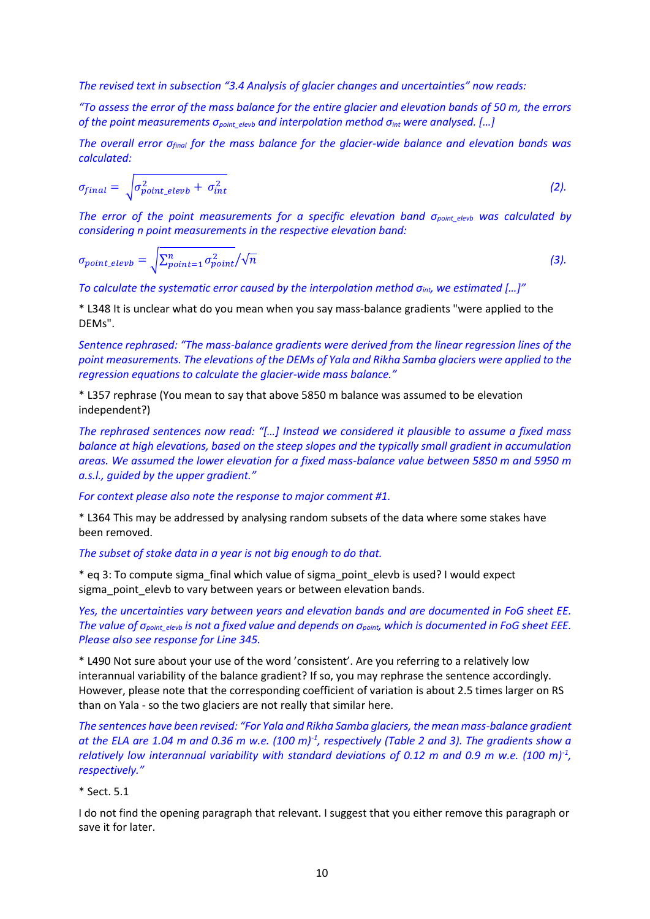*The revised text in subsection "3.4 Analysis of glacier changes and uncertainties" now reads:*

*"To assess the error of the mass balance for the entire glacier and elevation bands of 50 m, the errors of the point measurements $\sigma_{point\_elevb}$ and interpolation method $\sigma_{int}$ were analysed. […]*

*The overall error $\sigma_{final}$ for the mass balance for the glacier-wide balance and elevation bands was calculated:*

$$\sigma_{final} = \sqrt{\sigma^2_{point\_elevb} + \sigma^2_{int}} \quad (2).$$

*The error of the point measurements for a specific elevation band $\sigma_{point\_elevb}$ was calculated by considering n point measurements in the respective elevation band:*

$$\sigma_{point\_elevb} = \sqrt{\textstyle\sum_{point=1}^{n} \sigma^2_{point}} / \sqrt{n} \quad (3).$$

*To calculate the systematic error caused by the interpolation method $\sigma_{int}$, we estimated […]"*

* L348 It is unclear what do you mean when you say mass-balance gradients "were applied to the DEMs".

*Sentence rephrased: "The mass-balance gradients were derived from the linear regression lines of the point measurements. The elevations of the DEMs of Yala and Rikha Samba glaciers were applied to the regression equations to calculate the glacier-wide mass balance."*

* L357 rephrase (You mean to say that above 5850 m balance was assumed to be elevation independent?)

*The rephrased sentences now read: "[…] Instead we considered it plausible to assume a fixed mass balance at high elevations, based on the steep slopes and the typically small gradient in accumulation areas. We assumed the lower elevation for a fixed mass-balance value between 5850 m and 5950 m a.s.l., guided by the upper gradient."*

*For context please also note the response to major comment #1.*

* L364 This may be addressed by analysing random subsets of the data where some stakes have been removed.

*The subset of stake data in a year is not big enough to do that.*

* eq 3: To compute sigma_final which value of sigma_point_elevb is used? I would expect sigma_point_elevb to vary between years or between elevation bands.

*Yes, the uncertainties vary between years and elevation bands and are documented in FoG sheet EE. The value of $\sigma_{point\_elevb}$ is not a fixed value and depends on $\sigma_{point}$, which is documented in FoG sheet EEE. Please also see response for Line 345.*

* L490 Not sure about your use of the word 'consistent'. Are you referring to a relatively low interannual variability of the balance gradient? If so, you may rephrase the sentence accordingly. However, please note that the corresponding coefficient of variation is about 2.5 times larger on RS than on Yala - so the two glaciers are not really that similar here.

*The sentences have been revised: "For Yala and Rikha Samba glaciers, the mean mass-balance gradient at the ELA are 1.04 m and 0.36 m w.e. $(100\ m)^{-1}$, respectively (Table 2 and 3). The gradients show a relatively low interannual variability with standard deviations of 0.12 m and 0.9 m w.e. $(100\ m)^{-1}$, respectively."*

* Sect. 5.1

I do not find the opening paragraph that relevant. I suggest that you either remove this paragraph or save it for later.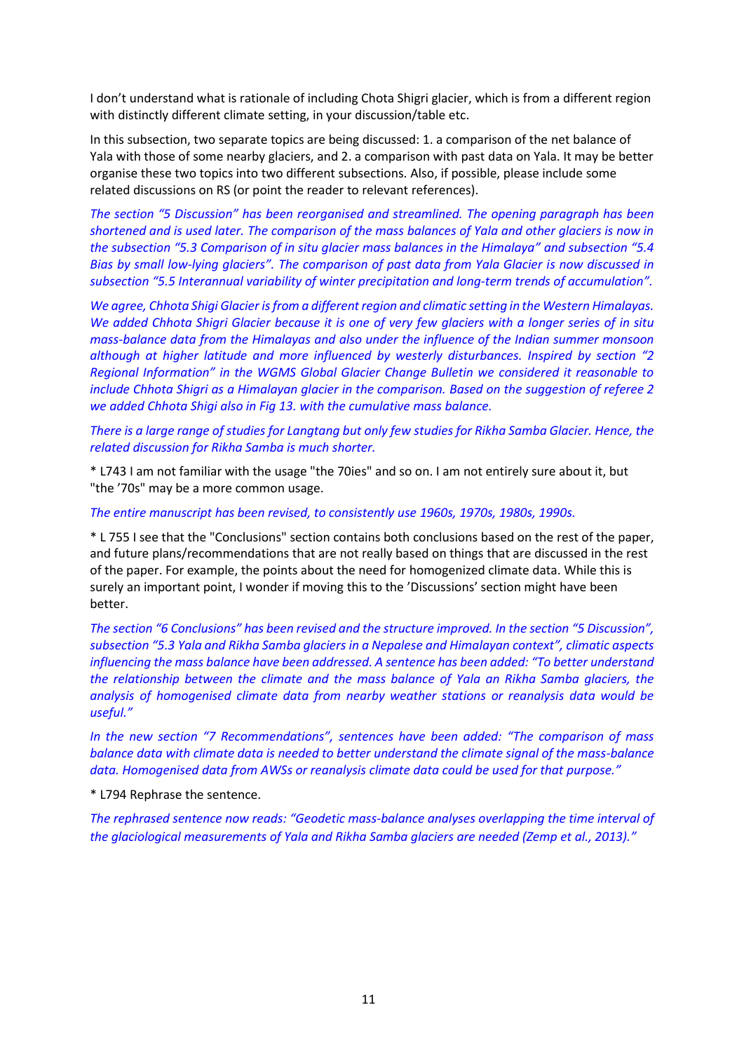I don't understand what is rationale of including Chota Shigri glacier, which is from a different region with distinctly different climate setting, in your discussion/table etc.

In this subsection, two separate topics are being discussed: 1. a comparison of the net balance of Yala with those of some nearby glaciers, and 2. a comparison with past data on Yala. It may be better organise these two topics into two different subsections. Also, if possible, please include some related discussions on RS (or point the reader to relevant references).

*The section "5 Discussion" has been reorganised and streamlined. The opening paragraph has been shortened and is used later. The comparison of the mass balances of Yala and other glaciers is now in the subsection "5.3 Comparison of in situ glacier mass balances in the Himalaya" and subsection "5.4 Bias by small low-lying glaciers". The comparison of past data from Yala Glacier is now discussed in subsection "5.5 Interannual variability of winter precipitation and long-term trends of accumulation".*

*We agree, Chhota Shigi Glacier is from a different region and climatic setting in the Western Himalayas. We added Chhota Shigri Glacier because it is one of very few glaciers with a longer series of in situ mass-balance data from the Himalayas and also under the influence of the Indian summer monsoon although at higher latitude and more influenced by westerly disturbances. Inspired by section "2 Regional Information" in the WGMS Global Glacier Change Bulletin we considered it reasonable to include Chhota Shigri as a Himalayan glacier in the comparison. Based on the suggestion of referee 2 we added Chhota Shigi also in Fig 13. with the cumulative mass balance.*

*There is a large range of studies for Langtang but only few studies for Rikha Samba Glacier. Hence, the related discussion for Rikha Samba is much shorter.*

* L743 I am not familiar with the usage "the 70ies" and so on. I am not entirely sure about it, but "the '70s" may be a more common usage.

*The entire manuscript has been revised, to consistently use 1960s, 1970s, 1980s, 1990s.*

* L 755 I see that the "Conclusions" section contains both conclusions based on the rest of the paper, and future plans/recommendations that are not really based on things that are discussed in the rest of the paper. For example, the points about the need for homogenized climate data. While this is surely an important point, I wonder if moving this to the 'Discussions' section might have been better.

*The section "6 Conclusions" has been revised and the structure improved. In the section "5 Discussion", subsection "5.3 Yala and Rikha Samba glaciers in a Nepalese and Himalayan context", climatic aspects influencing the mass balance have been addressed. A sentence has been added: "To better understand the relationship between the climate and the mass balance of Yala an Rikha Samba glaciers, the analysis of homogenised climate data from nearby weather stations or reanalysis data would be useful."*

*In the new section "7 Recommendations", sentences have been added: "The comparison of mass balance data with climate data is needed to better understand the climate signal of the mass-balance data. Homogenised data from AWSs or reanalysis climate data could be used for that purpose."*

* L794 Rephrase the sentence.

*The rephrased sentence now reads: "Geodetic mass-balance analyses overlapping the time interval of the glaciological measurements of Yala and Rikha Samba glaciers are needed (Zemp et al., 2013)."*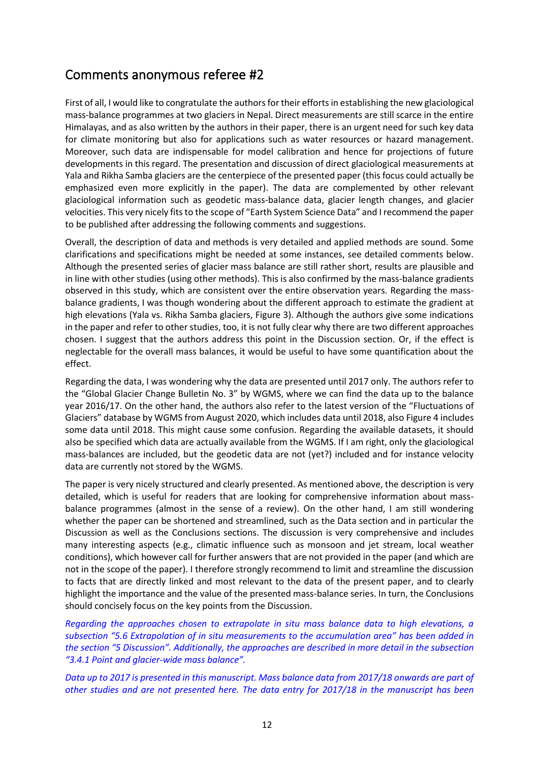## Comments anonymous referee #2

First of all, I would like to congratulate the authors for their efforts in establishing the new glaciological mass-balance programmes at two glaciers in Nepal. Direct measurements are still scarce in the entire Himalayas, and as also written by the authors in their paper, there is an urgent need for such key data for climate monitoring but also for applications such as water resources or hazard management. Moreover, such data are indispensable for model calibration and hence for projections of future developments in this regard. The presentation and discussion of direct glaciological measurements at Yala and Rikha Samba glaciers are the centerpiece of the presented paper (this focus could actually be emphasized even more explicitly in the paper). The data are complemented by other relevant glaciological information such as geodetic mass-balance data, glacier length changes, and glacier velocities. This very nicely fits to the scope of "Earth System Science Data" and I recommend the paper to be published after addressing the following comments and suggestions.

Overall, the description of data and methods is very detailed and applied methods are sound. Some clarifications and specifications might be needed at some instances, see detailed comments below. Although the presented series of glacier mass balance are still rather short, results are plausible and in line with other studies (using other methods). This is also confirmed by the mass-balance gradients observed in this study, which are consistent over the entire observation years. Regarding the mass-balance gradients, I was though wondering about the different approach to estimate the gradient at high elevations (Yala vs. Rikha Samba glaciers, Figure 3). Although the authors give some indications in the paper and refer to other studies, too, it is not fully clear why there are two different approaches chosen. I suggest that the authors address this point in the Discussion section. Or, if the effect is neglectable for the overall mass balances, it would be useful to have some quantification about the effect.

Regarding the data, I was wondering why the data are presented until 2017 only. The authors refer to the "Global Glacier Change Bulletin No. 3" by WGMS, where we can find the data up to the balance year 2016/17. On the other hand, the authors also refer to the latest version of the "Fluctuations of Glaciers" database by WGMS from August 2020, which includes data until 2018, also Figure 4 includes some data until 2018. This might cause some confusion. Regarding the available datasets, it should also be specified which data are actually available from the WGMS. If I am right, only the glaciological mass-balances are included, but the geodetic data are not (yet?) included and for instance velocity data are currently not stored by the WGMS.

The paper is very nicely structured and clearly presented. As mentioned above, the description is very detailed, which is useful for readers that are looking for comprehensive information about mass-balance programmes (almost in the sense of a review). On the other hand, I am still wondering whether the paper can be shortened and streamlined, such as the Data section and in particular the Discussion as well as the Conclusions sections. The discussion is very comprehensive and includes many interesting aspects (e.g., climatic influence such as monsoon and jet stream, local weather conditions), which however call for further answers that are not provided in the paper (and which are not in the scope of the paper). I therefore strongly recommend to limit and streamline the discussion to facts that are directly linked and most relevant to the data of the present paper, and to clearly highlight the importance and the value of the presented mass-balance series. In turn, the Conclusions should concisely focus on the key points from the Discussion.

*Regarding the approaches chosen to extrapolate in situ mass balance data to high elevations, a subsection "5.6 Extrapolation of in situ measurements to the accumulation area" has been added in the section "5 Discussion". Additionally, the approaches are described in more detail in the subsection "3.4.1 Point and glacier-wide mass balance".*

*Data up to 2017 is presented in this manuscript. Mass balance data from 2017/18 onwards are part of other studies and are not presented here. The data entry for 2017/18 in the manuscript has been*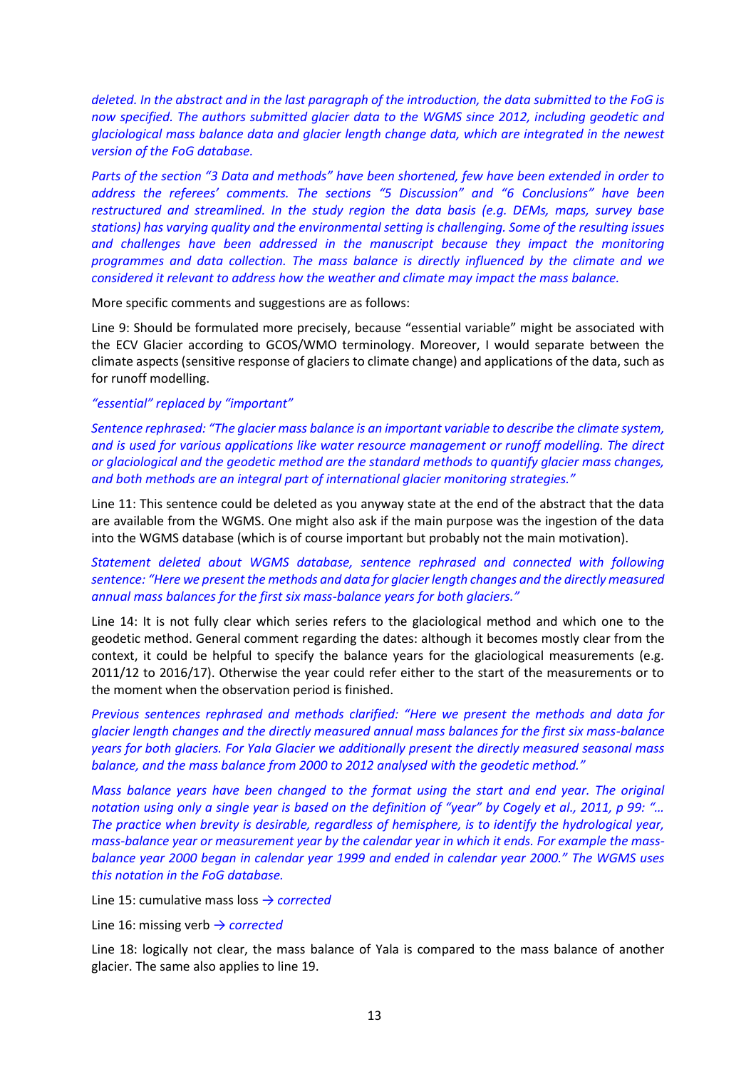*deleted. In the abstract and in the last paragraph of the introduction, the data submitted to the FoG is now specified. The authors submitted glacier data to the WGMS since 2012, including geodetic and glaciological mass balance data and glacier length change data, which are integrated in the newest version of the FoG database.*

*Parts of the section "3 Data and methods" have been shortened, few have been extended in order to address the referees' comments. The sections "5 Discussion" and "6 Conclusions" have been restructured and streamlined. In the study region the data basis (e.g. DEMs, maps, survey base stations) has varying quality and the environmental setting is challenging. Some of the resulting issues and challenges have been addressed in the manuscript because they impact the monitoring programmes and data collection. The mass balance is directly influenced by the climate and we considered it relevant to address how the weather and climate may impact the mass balance.*

More specific comments and suggestions are as follows:

Line 9: Should be formulated more precisely, because "essential variable" might be associated with the ECV Glacier according to GCOS/WMO terminology. Moreover, I would separate between the climate aspects (sensitive response of glaciers to climate change) and applications of the data, such as for runoff modelling.

*"essential" replaced by "important"*

*Sentence rephrased: "The glacier mass balance is an important variable to describe the climate system, and is used for various applications like water resource management or runoff modelling. The direct or glaciological and the geodetic method are the standard methods to quantify glacier mass changes, and both methods are an integral part of international glacier monitoring strategies."*

Line 11: This sentence could be deleted as you anyway state at the end of the abstract that the data are available from the WGMS. One might also ask if the main purpose was the ingestion of the data into the WGMS database (which is of course important but probably not the main motivation).

*Statement deleted about WGMS database, sentence rephrased and connected with following sentence: "Here we present the methods and data for glacier length changes and the directly measured annual mass balances for the first six mass-balance years for both glaciers."*

Line 14: It is not fully clear which series refers to the glaciological method and which one to the geodetic method. General comment regarding the dates: although it becomes mostly clear from the context, it could be helpful to specify the balance years for the glaciological measurements (e.g. 2011/12 to 2016/17). Otherwise the year could refer either to the start of the measurements or to the moment when the observation period is finished.

*Previous sentences rephrased and methods clarified: "Here we present the methods and data for glacier length changes and the directly measured annual mass balances for the first six mass-balance years for both glaciers. For Yala Glacier we additionally present the directly measured seasonal mass balance, and the mass balance from 2000 to 2012 analysed with the geodetic method."*

*Mass balance years have been changed to the format using the start and end year. The original notation using only a single year is based on the definition of "year" by Cogely et al., 2011, p 99: "… The practice when brevity is desirable, regardless of hemisphere, is to identify the hydrological year, mass-balance year or measurement year by the calendar year in which it ends. For example the mass-balance year 2000 began in calendar year 1999 and ended in calendar year 2000." The WGMS uses this notation in the FoG database.*

Line 15: cumulative mass loss → *corrected*

Line 16: missing verb → *corrected*

Line 18: logically not clear, the mass balance of Yala is compared to the mass balance of another glacier. The same also applies to line 19.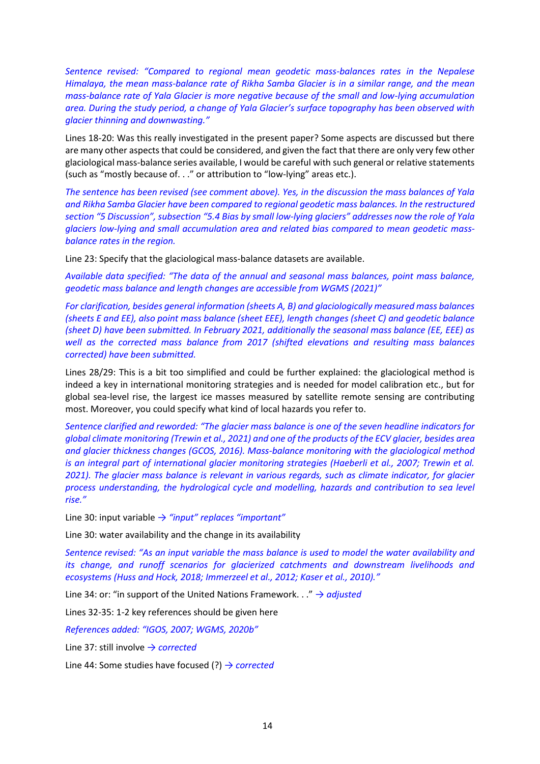*Sentence revised: "Compared to regional mean geodetic mass-balances rates in the Nepalese Himalaya, the mean mass-balance rate of Rikha Samba Glacier is in a similar range, and the mean mass-balance rate of Yala Glacier is more negative because of the small and low-lying accumulation area. During the study period, a change of Yala Glacier's surface topography has been observed with glacier thinning and downwasting."*

Lines 18-20: Was this really investigated in the present paper? Some aspects are discussed but there are many other aspects that could be considered, and given the fact that there are only very few other glaciological mass-balance series available, I would be careful with such general or relative statements (such as "mostly because of. . ." or attribution to "low-lying" areas etc.).

*The sentence has been revised (see comment above). Yes, in the discussion the mass balances of Yala and Rikha Samba Glacier have been compared to regional geodetic mass balances. In the restructured section "5 Discussion", subsection "5.4 Bias by small low-lying glaciers" addresses now the role of Yala glaciers low-lying and small accumulation area and related bias compared to mean geodetic mass-balance rates in the region.*

Line 23: Specify that the glaciological mass-balance datasets are available.

*Available data specified: "The data of the annual and seasonal mass balances, point mass balance, geodetic mass balance and length changes are accessible from WGMS (2021)"*

*For clarification, besides general information (sheets A, B) and glaciologically measured mass balances (sheets E and EE), also point mass balance (sheet EEE), length changes (sheet C) and geodetic balance (sheet D) have been submitted. In February 2021, additionally the seasonal mass balance (EE, EEE) as well as the corrected mass balance from 2017 (shifted elevations and resulting mass balances corrected) have been submitted.*

Lines 28/29: This is a bit too simplified and could be further explained: the glaciological method is indeed a key in international monitoring strategies and is needed for model calibration etc., but for global sea-level rise, the largest ice masses measured by satellite remote sensing are contributing most. Moreover, you could specify what kind of local hazards you refer to.

*Sentence clarified and reworded: "The glacier mass balance is one of the seven headline indicators for global climate monitoring (Trewin et al., 2021) and one of the products of the ECV glacier, besides area and glacier thickness changes (GCOS, 2016). Mass-balance monitoring with the glaciological method is an integral part of international glacier monitoring strategies (Haeberli et al., 2007; Trewin et al. 2021). The glacier mass balance is relevant in various regards, such as climate indicator, for glacier process understanding, the hydrological cycle and modelling, hazards and contribution to sea level rise."*

Line 30: input variable *→ "input" replaces "important"*

Line 30: water availability and the change in its availability

*Sentence revised: "As an input variable the mass balance is used to model the water availability and its change, and runoff scenarios for glacierized catchments and downstream livelihoods and ecosystems (Huss and Hock, 2018; Immerzeel et al., 2012; Kaser et al., 2010)."*

Line 34: or: "in support of the United Nations Framework. . ." *→ adjusted*

Lines 32-35: 1-2 key references should be given here

*References added: "IGOS, 2007; WGMS, 2020b"*

Line 37: still involve *→ corrected*

Line 44: Some studies have focused (?) *→ corrected*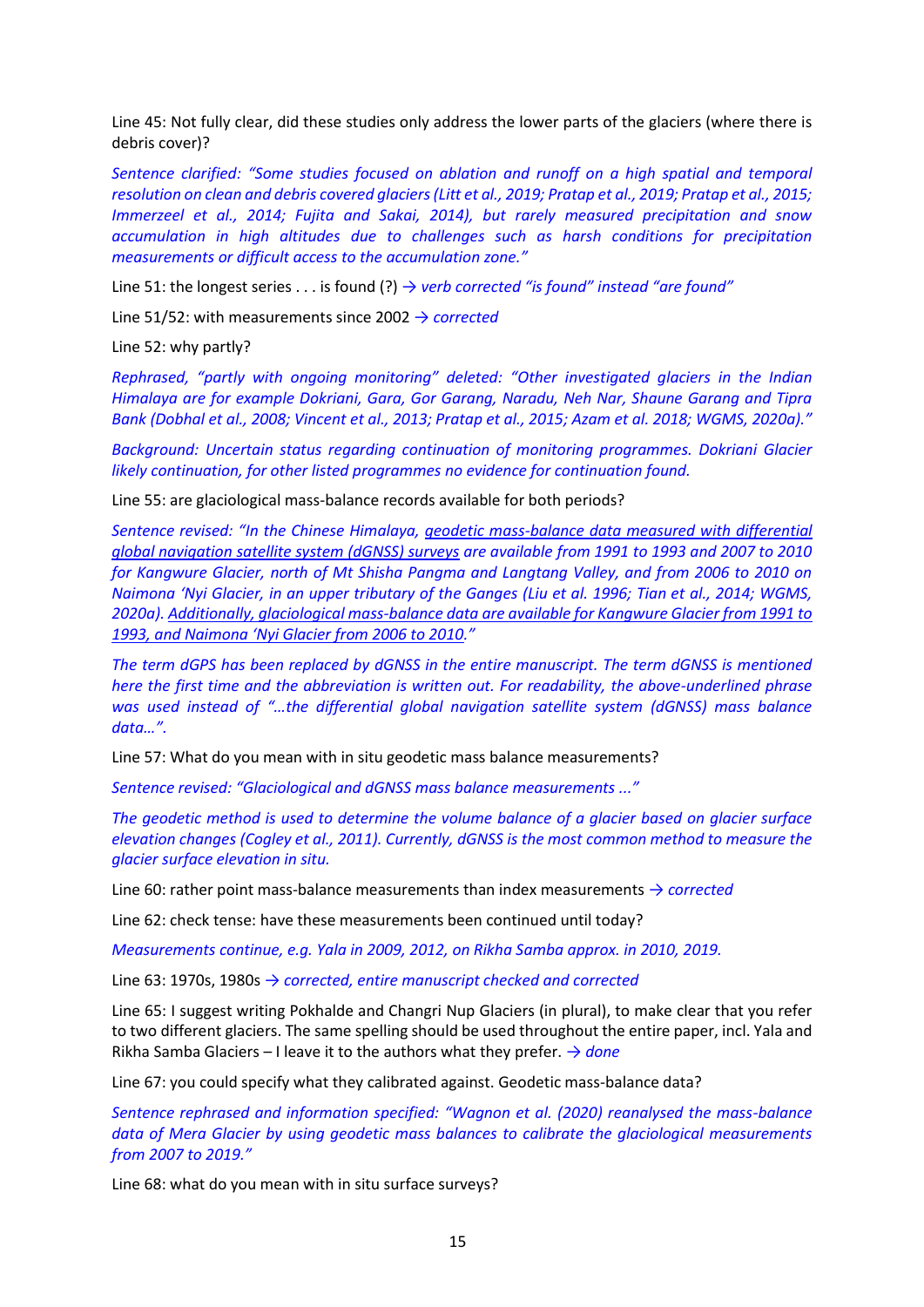Line 45: Not fully clear, did these studies only address the lower parts of the glaciers (where there is debris cover)?

*Sentence clarified: "Some studies focused on ablation and runoff on a high spatial and temporal resolution on clean and debris covered glaciers (Litt et al., 2019; Pratap et al., 2019; Pratap et al., 2015; Immerzeel et al., 2014; Fujita and Sakai, 2014), but rarely measured precipitation and snow accumulation in high altitudes due to challenges such as harsh conditions for precipitation measurements or difficult access to the accumulation zone."*

Line 51: the longest series . . . is found (?) *→ verb corrected "is found" instead "are found"*

Line 51/52: with measurements since 2002 *→ corrected*

Line 52: why partly?

*Rephrased, "partly with ongoing monitoring" deleted: "Other investigated glaciers in the Indian Himalaya are for example Dokriani, Gara, Gor Garang, Naradu, Neh Nar, Shaune Garang and Tipra Bank (Dobhal et al., 2008; Vincent et al., 2013; Pratap et al., 2015; Azam et al. 2018; WGMS, 2020a)."*

*Background: Uncertain status regarding continuation of monitoring programmes. Dokriani Glacier likely continuation, for other listed programmes no evidence for continuation found.*

Line 55: are glaciological mass-balance records available for both periods?

*Sentence revised: "In the Chinese Himalaya, <u>geodetic mass-balance data measured with differential global navigation satellite system (dGNSS) surveys</u> are available from 1991 to 1993 and 2007 to 2010 for Kangwure Glacier, north of Mt Shisha Pangma and Langtang Valley, and from 2006 to 2010 on Naimona 'Nyi Glacier, in an upper tributary of the Ganges (Liu et al. 1996; Tian et al., 2014; WGMS, 2020a). <u>Additionally, glaciological mass-balance data are available for Kangwure Glacier from 1991 to 1993, and Naimona 'Nyi Glacier from 2006 to 2010</u>."*

*The term dGPS has been replaced by dGNSS in the entire manuscript. The term dGNSS is mentioned here the first time and the abbreviation is written out. For readability, the above-underlined phrase was used instead of "…the differential global navigation satellite system (dGNSS) mass balance data…".*

Line 57: What do you mean with in situ geodetic mass balance measurements?

*Sentence revised: "Glaciological and dGNSS mass balance measurements ..."*

*The geodetic method is used to determine the volume balance of a glacier based on glacier surface elevation changes (Cogley et al., 2011). Currently, dGNSS is the most common method to measure the glacier surface elevation in situ.*

Line 60: rather point mass-balance measurements than index measurements *→ corrected*

Line 62: check tense: have these measurements been continued until today?

*Measurements continue, e.g. Yala in 2009, 2012, on Rikha Samba approx. in 2010, 2019.*

Line 63: 1970s, 1980s *→ corrected, entire manuscript checked and corrected*

Line 65: I suggest writing Pokhalde and Changri Nup Glaciers (in plural), to make clear that you refer to two different glaciers. The same spelling should be used throughout the entire paper, incl. Yala and Rikha Samba Glaciers – I leave it to the authors what they prefer. *→ done*

Line 67: you could specify what they calibrated against. Geodetic mass-balance data?

*Sentence rephrased and information specified: "Wagnon et al. (2020) reanalysed the mass-balance data of Mera Glacier by using geodetic mass balances to calibrate the glaciological measurements from 2007 to 2019."*

Line 68: what do you mean with in situ surface surveys?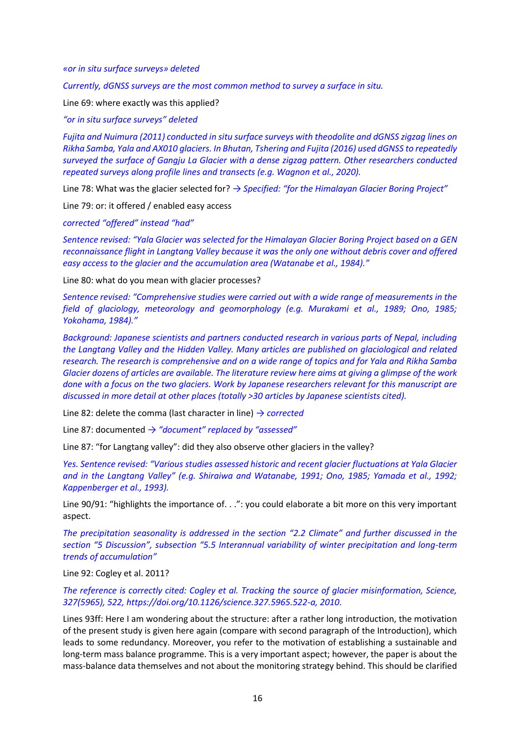*«or in situ surface surveys» deleted*

*Currently, dGNSS surveys are the most common method to survey a surface in situ.*

Line 69: where exactly was this applied?

*"or in situ surface surveys" deleted*

*Fujita and Nuimura (2011) conducted in situ surface surveys with theodolite and dGNSS zigzag lines on Rikha Samba, Yala and AX010 glaciers. In Bhutan, Tshering and Fujita (2016) used dGNSS to repeatedly surveyed the surface of Gangju La Glacier with a dense zigzag pattern. Other researchers conducted repeated surveys along profile lines and transects (e.g. Wagnon et al., 2020).*

Line 78: What was the glacier selected for? *→ Specified: "for the Himalayan Glacier Boring Project"*

Line 79: or: it offered / enabled easy access

*corrected "offered" instead "had"*

*Sentence revised: "Yala Glacier was selected for the Himalayan Glacier Boring Project based on a GEN reconnaissance flight in Langtang Valley because it was the only one without debris cover and offered easy access to the glacier and the accumulation area (Watanabe et al., 1984)."*

Line 80: what do you mean with glacier processes?

*Sentence revised: "Comprehensive studies were carried out with a wide range of measurements in the field of glaciology, meteorology and geomorphology (e.g. Murakami et al., 1989; Ono, 1985; Yokohama, 1984)."*

*Background: Japanese scientists and partners conducted research in various parts of Nepal, including the Langtang Valley and the Hidden Valley. Many articles are published on glaciological and related research. The research is comprehensive and on a wide range of topics and for Yala and Rikha Samba Glacier dozens of articles are available. The literature review here aims at giving a glimpse of the work done with a focus on the two glaciers. Work by Japanese researchers relevant for this manuscript are discussed in more detail at other places (totally >30 articles by Japanese scientists cited).*

Line 82: delete the comma (last character in line) *→ corrected*

Line 87: documented *→ "document" replaced by "assessed"*

Line 87: "for Langtang valley": did they also observe other glaciers in the valley?

*Yes. Sentence revised: "Various studies assessed historic and recent glacier fluctuations at Yala Glacier and in the Langtang Valley" (e.g. Shiraiwa and Watanabe, 1991; Ono, 1985; Yamada et al., 1992; Kappenberger et al., 1993).*

Line 90/91: "highlights the importance of. . .": you could elaborate a bit more on this very important aspect.

*The precipitation seasonality is addressed in the section "2.2 Climate" and further discussed in the section "5 Discussion", subsection "5.5 Interannual variability of winter precipitation and long-term trends of accumulation"*

Line 92: Cogley et al. 2011?

*The reference is correctly cited: Cogley et al. Tracking the source of glacier misinformation, Science, 327(5965), 522, https://doi.org/10.1126/science.327.5965.522-a, 2010.*

Lines 93ff: Here I am wondering about the structure: after a rather long introduction, the motivation of the present study is given here again (compare with second paragraph of the Introduction), which leads to some redundancy. Moreover, you refer to the motivation of establishing a sustainable and long-term mass balance programme. This is a very important aspect; however, the paper is about the mass-balance data themselves and not about the monitoring strategy behind. This should be clarified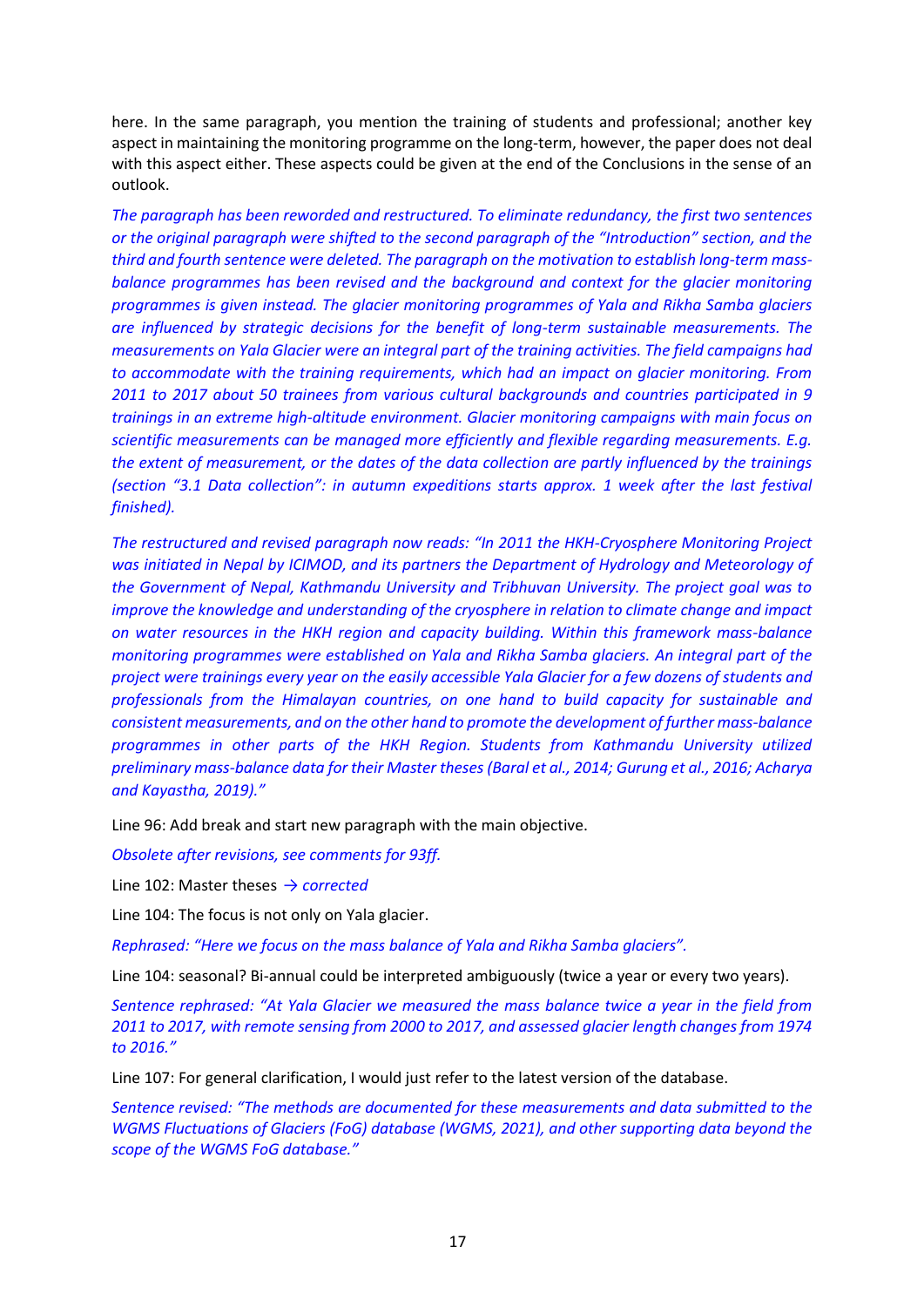here. In the same paragraph, you mention the training of students and professional; another key aspect in maintaining the monitoring programme on the long-term, however, the paper does not deal with this aspect either. These aspects could be given at the end of the Conclusions in the sense of an outlook.

*The paragraph has been reworded and restructured. To eliminate redundancy, the first two sentences or the original paragraph were shifted to the second paragraph of the "Introduction" section, and the third and fourth sentence were deleted. The paragraph on the motivation to establish long-term mass-balance programmes has been revised and the background and context for the glacier monitoring programmes is given instead. The glacier monitoring programmes of Yala and Rikha Samba glaciers are influenced by strategic decisions for the benefit of long-term sustainable measurements. The measurements on Yala Glacier were an integral part of the training activities. The field campaigns had to accommodate with the training requirements, which had an impact on glacier monitoring. From 2011 to 2017 about 50 trainees from various cultural backgrounds and countries participated in 9 trainings in an extreme high-altitude environment. Glacier monitoring campaigns with main focus on scientific measurements can be managed more efficiently and flexible regarding measurements. E.g. the extent of measurement, or the dates of the data collection are partly influenced by the trainings (section "3.1 Data collection": in autumn expeditions starts approx. 1 week after the last festival finished).*

*The restructured and revised paragraph now reads: "In 2011 the HKH-Cryosphere Monitoring Project was initiated in Nepal by ICIMOD, and its partners the Department of Hydrology and Meteorology of the Government of Nepal, Kathmandu University and Tribhuvan University. The project goal was to improve the knowledge and understanding of the cryosphere in relation to climate change and impact on water resources in the HKH region and capacity building. Within this framework mass-balance monitoring programmes were established on Yala and Rikha Samba glaciers. An integral part of the project were trainings every year on the easily accessible Yala Glacier for a few dozens of students and professionals from the Himalayan countries, on one hand to build capacity for sustainable and consistent measurements, and on the other hand to promote the development of further mass-balance programmes in other parts of the HKH Region. Students from Kathmandu University utilized preliminary mass-balance data for their Master theses (Baral et al., 2014; Gurung et al., 2016; Acharya and Kayastha, 2019)."*

Line 96: Add break and start new paragraph with the main objective.

*Obsolete after revisions, see comments for 93ff.*

Line 102: Master theses → *corrected*

Line 104: The focus is not only on Yala glacier.

*Rephrased: "Here we focus on the mass balance of Yala and Rikha Samba glaciers".*

Line 104: seasonal? Bi-annual could be interpreted ambiguously (twice a year or every two years).

*Sentence rephrased: "At Yala Glacier we measured the mass balance twice a year in the field from 2011 to 2017, with remote sensing from 2000 to 2017, and assessed glacier length changes from 1974 to 2016."*

Line 107: For general clarification, I would just refer to the latest version of the database.

*Sentence revised: "The methods are documented for these measurements and data submitted to the WGMS Fluctuations of Glaciers (FoG) database (WGMS, 2021), and other supporting data beyond the scope of the WGMS FoG database."*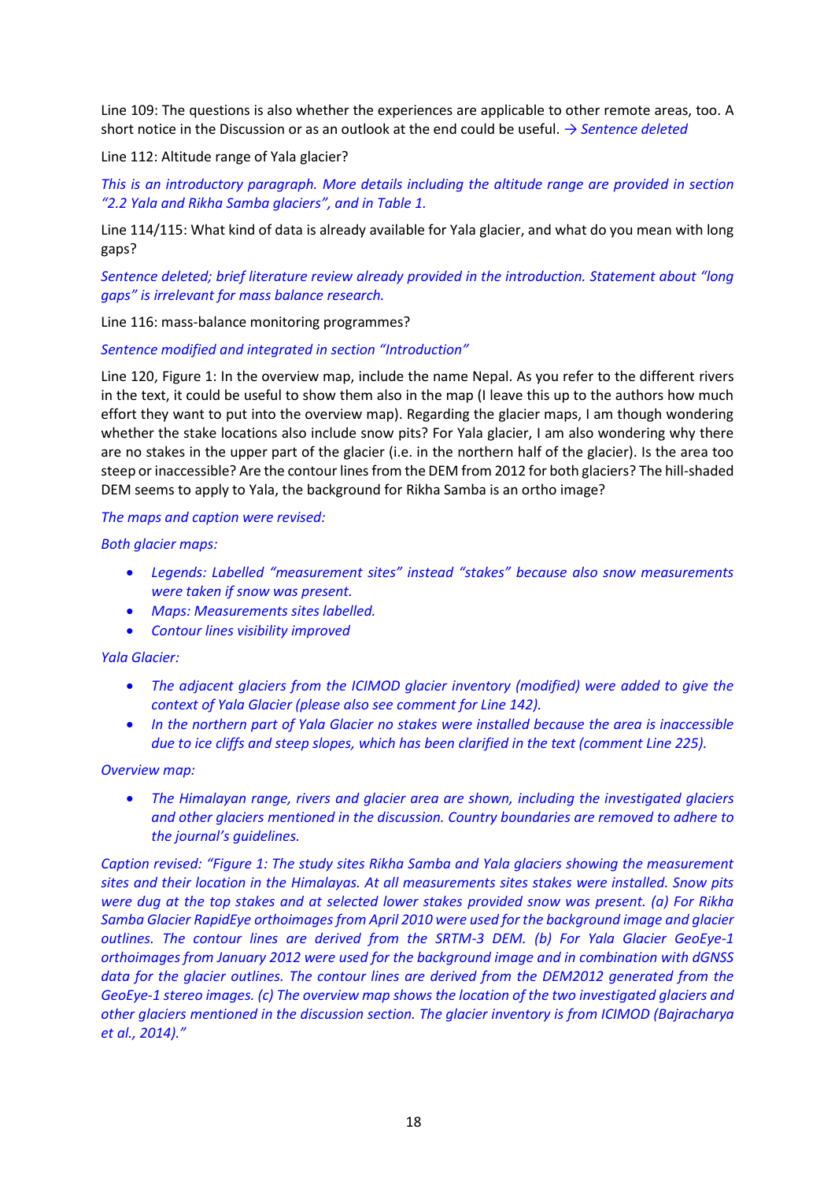Line 109: The questions is also whether the experiences are applicable to other remote areas, too. A short notice in the Discussion or as an outlook at the end could be useful. *→ Sentence deleted*

Line 112: Altitude range of Yala glacier?

*This is an introductory paragraph. More details including the altitude range are provided in section “2.2 Yala and Rikha Samba glaciers”, and in Table 1.*

Line 114/115: What kind of data is already available for Yala glacier, and what do you mean with long gaps?

*Sentence deleted; brief literature review already provided in the introduction. Statement about “long gaps” is irrelevant for mass balance research.*

Line 116: mass-balance monitoring programmes?

*Sentence modified and integrated in section “Introduction”*

Line 120, Figure 1: In the overview map, include the name Nepal. As you refer to the different rivers in the text, it could be useful to show them also in the map (I leave this up to the authors how much effort they want to put into the overview map). Regarding the glacier maps, I am though wondering whether the stake locations also include snow pits? For Yala glacier, I am also wondering why there are no stakes in the upper part of the glacier (i.e. in the northern half of the glacier). Is the area too steep or inaccessible? Are the contour lines from the DEM from 2012 for both glaciers? The hill-shaded DEM seems to apply to Yala, the background for Rikha Samba is an ortho image?

*The maps and caption were revised:*

*Both glacier maps:*

- *Legends: Labelled “measurement sites” instead “stakes” because also snow measurements were taken if snow was present.*
- *Maps: Measurements sites labelled.*
- *Contour lines visibility improved*

*Yala Glacier:*

- *The adjacent glaciers from the ICIMOD glacier inventory (modified) were added to give the context of Yala Glacier (please also see comment for Line 142).*
- *In the northern part of Yala Glacier no stakes were installed because the area is inaccessible due to ice cliffs and steep slopes, which has been clarified in the text (comment Line 225).*

*Overview map:*

- *The Himalayan range, rivers and glacier area are shown, including the investigated glaciers and other glaciers mentioned in the discussion. Country boundaries are removed to adhere to the journal’s guidelines.*

*Caption revised: “Figure 1: The study sites Rikha Samba and Yala glaciers showing the measurement sites and their location in the Himalayas. At all measurements sites stakes were installed. Snow pits were dug at the top stakes and at selected lower stakes provided snow was present. (a) For Rikha Samba Glacier RapidEye orthoimages from April 2010 were used for the background image and glacier outlines. The contour lines are derived from the SRTM-3 DEM. (b) For Yala Glacier GeoEye-1 orthoimages from January 2012 were used for the background image and in combination with dGNSS data for the glacier outlines. The contour lines are derived from the DEM2012 generated from the GeoEye-1 stereo images. (c) The overview map shows the location of the two investigated glaciers and other glaciers mentioned in the discussion section. The glacier inventory is from ICIMOD (Bajracharya et al., 2014).”*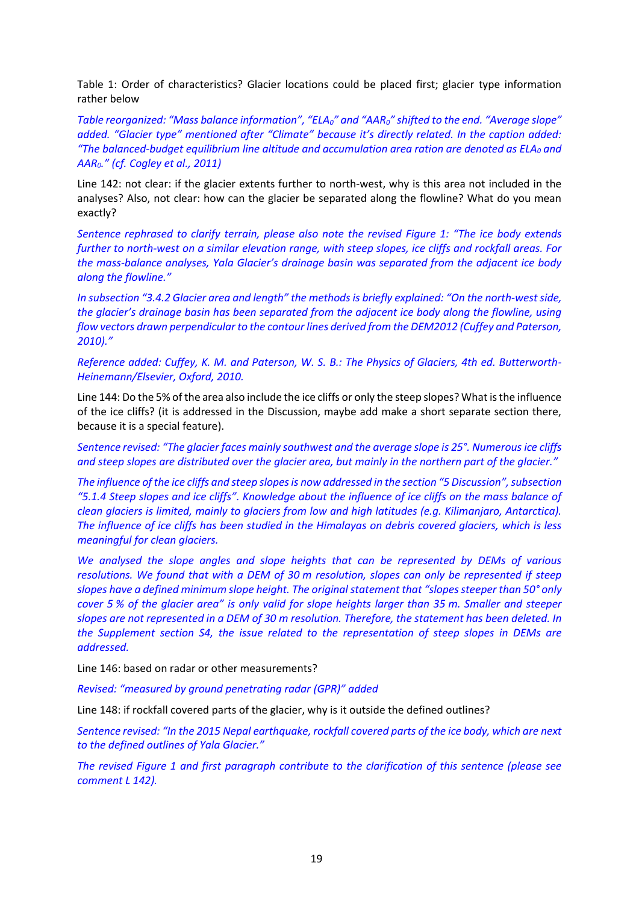Table 1: Order of characteristics? Glacier locations could be placed first; glacier type information rather below

*Table reorganized: "Mass balance information", "$ELA_0$" and "$AAR_0$" shifted to the end. "Average slope" added. "Glacier type" mentioned after "Climate" because it's directly related. In the caption added: "The balanced-budget equilibrium line altitude and accumulation area ration are denoted as $ELA_0$ and $AAR_0$." (cf. Cogley et al., 2011)*

Line 142: not clear: if the glacier extents further to north-west, why is this area not included in the analyses? Also, not clear: how can the glacier be separated along the flowline? What do you mean exactly?

*Sentence rephrased to clarify terrain, please also note the revised Figure 1: "The ice body extends further to north-west on a similar elevation range, with steep slopes, ice cliffs and rockfall areas. For the mass-balance analyses, Yala Glacier's drainage basin was separated from the adjacent ice body along the flowline."*

*In subsection "3.4.2 Glacier area and length" the methods is briefly explained: "On the north-west side, the glacier's drainage basin has been separated from the adjacent ice body along the flowline, using flow vectors drawn perpendicular to the contour lines derived from the DEM2012 (Cuffey and Paterson, 2010)."*

*Reference added: Cuffey, K. M. and Paterson, W. S. B.: The Physics of Glaciers, 4th ed. Butterworth-Heinemann/Elsevier, Oxford, 2010.*

Line 144: Do the 5% of the area also include the ice cliffs or only the steep slopes? What is the influence of the ice cliffs? (it is addressed in the Discussion, maybe add make a short separate section there, because it is a special feature).

*Sentence revised: "The glacier faces mainly southwest and the average slope is 25°. Numerous ice cliffs and steep slopes are distributed over the glacier area, but mainly in the northern part of the glacier."*

*The influence of the ice cliffs and steep slopes is now addressed in the section "5 Discussion", subsection "5.1.4 Steep slopes and ice cliffs". Knowledge about the influence of ice cliffs on the mass balance of clean glaciers is limited, mainly to glaciers from low and high latitudes (e.g. Kilimanjaro, Antarctica). The influence of ice cliffs has been studied in the Himalayas on debris covered glaciers, which is less meaningful for clean glaciers.*

*We analysed the slope angles and slope heights that can be represented by DEMs of various resolutions. We found that with a DEM of 30 m resolution, slopes can only be represented if steep slopes have a defined minimum slope height. The original statement that "slopes steeper than 50° only cover 5 % of the glacier area" is only valid for slope heights larger than 35 m. Smaller and steeper slopes are not represented in a DEM of 30 m resolution. Therefore, the statement has been deleted. In the Supplement section S4, the issue related to the representation of steep slopes in DEMs are addressed.*

Line 146: based on radar or other measurements?

*Revised: "measured by ground penetrating radar (GPR)" added*

Line 148: if rockfall covered parts of the glacier, why is it outside the defined outlines?

*Sentence revised: "In the 2015 Nepal earthquake, rockfall covered parts of the ice body, which are next to the defined outlines of Yala Glacier."*

*The revised Figure 1 and first paragraph contribute to the clarification of this sentence (please see comment L 142).*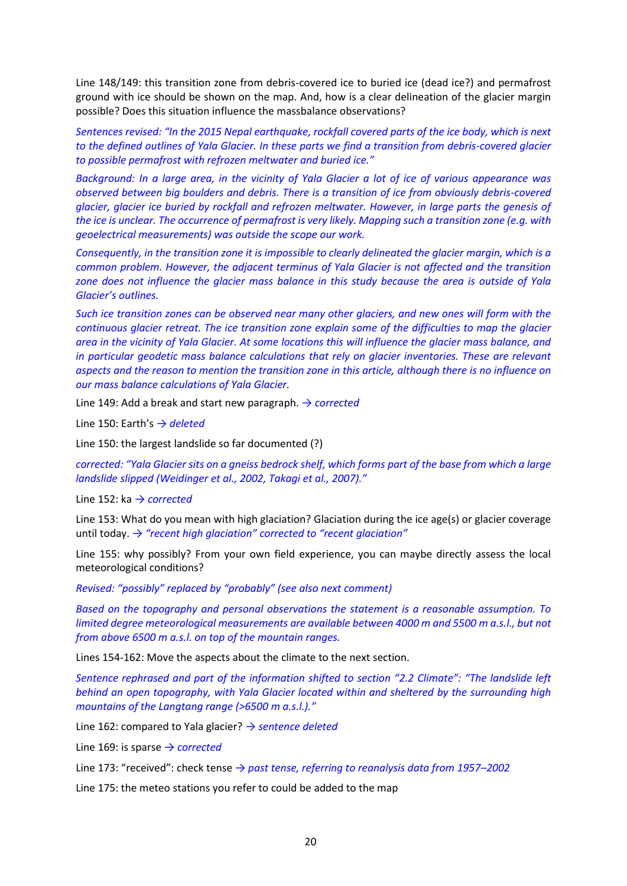Line 148/149: this transition zone from debris-covered ice to buried ice (dead ice?) and permafrost ground with ice should be shown on the map. And, how is a clear delineation of the glacier margin possible? Does this situation influence the massbalance observations?

*Sentences revised: "In the 2015 Nepal earthquake, rockfall covered parts of the ice body, which is next to the defined outlines of Yala Glacier. In these parts we find a transition from debris-covered glacier to possible permafrost with refrozen meltwater and buried ice."*

*Background: In a large area, in the vicinity of Yala Glacier a lot of ice of various appearance was observed between big boulders and debris. There is a transition of ice from obviously debris-covered glacier, glacier ice buried by rockfall and refrozen meltwater. However, in large parts the genesis of the ice is unclear. The occurrence of permafrost is very likely. Mapping such a transition zone (e.g. with geoelectrical measurements) was outside the scope our work.*

*Consequently, in the transition zone it is impossible to clearly delineated the glacier margin, which is a common problem. However, the adjacent terminus of Yala Glacier is not affected and the transition zone does not influence the glacier mass balance in this study because the area is outside of Yala Glacier's outlines.*

*Such ice transition zones can be observed near many other glaciers, and new ones will form with the continuous glacier retreat. The ice transition zone explain some of the difficulties to map the glacier area in the vicinity of Yala Glacier. At some locations this will influence the glacier mass balance, and in particular geodetic mass balance calculations that rely on glacier inventories. These are relevant aspects and the reason to mention the transition zone in this article, although there is no influence on our mass balance calculations of Yala Glacier.*

Line 149: Add a break and start new paragraph. *→ corrected*

Line 150: Earth's *→ deleted*

Line 150: the largest landslide so far documented (?)

*corrected: "Yala Glacier sits on a gneiss bedrock shelf, which forms part of the base from which a large landslide slipped (Weidinger et al., 2002, Takagi et al., 2007)."*

Line 152: ka *→ corrected*

Line 153: What do you mean with high glaciation? Glaciation during the ice age(s) or glacier coverage until today. *→ "recent high glaciation" corrected to "recent glaciation"*

Line 155: why possibly? From your own field experience, you can maybe directly assess the local meteorological conditions?

*Revised: "possibly" replaced by "probably" (see also next comment)*

*Based on the topography and personal observations the statement is a reasonable assumption. To limited degree meteorological measurements are available between 4000 m and 5500 m a.s.l., but not from above 6500 m a.s.l. on top of the mountain ranges.*

Lines 154-162: Move the aspects about the climate to the next section.

*Sentence rephrased and part of the information shifted to section "2.2 Climate": "The landslide left behind an open topography, with Yala Glacier located within and sheltered by the surrounding high mountains of the Langtang range (>6500 m a.s.l.)."*

Line 162: compared to Yala glacier? *→ sentence deleted*

Line 169: is sparse *→ corrected*

Line 173: "received": check tense *→ past tense, referring to reanalysis data from 1957–2002*

Line 175: the meteo stations you refer to could be added to the map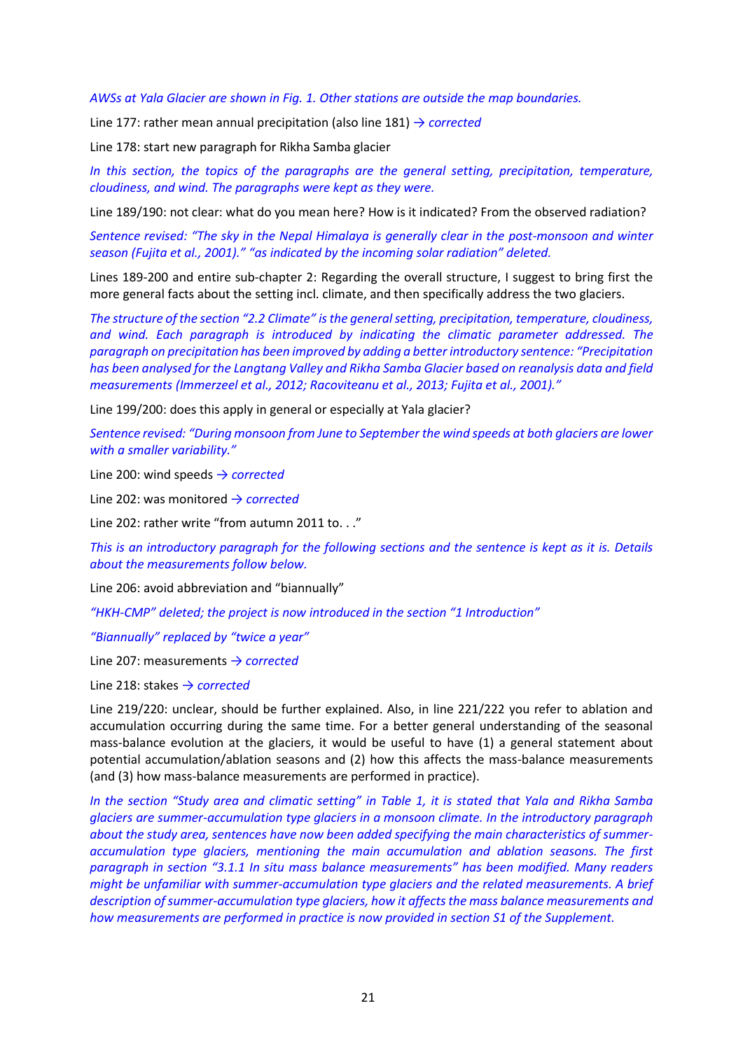*AWSs at Yala Glacier are shown in Fig. 1. Other stations are outside the map boundaries.*

Line 177: rather mean annual precipitation (also line 181) → *corrected*

Line 178: start new paragraph for Rikha Samba glacier

*In this section, the topics of the paragraphs are the general setting, precipitation, temperature, cloudiness, and wind. The paragraphs were kept as they were.*

Line 189/190: not clear: what do you mean here? How is it indicated? From the observed radiation?

*Sentence revised: "The sky in the Nepal Himalaya is generally clear in the post-monsoon and winter season (Fujita et al., 2001)." "as indicated by the incoming solar radiation" deleted.*

Lines 189-200 and entire sub-chapter 2: Regarding the overall structure, I suggest to bring first the more general facts about the setting incl. climate, and then specifically address the two glaciers.

*The structure of the section "2.2 Climate" is the general setting, precipitation, temperature, cloudiness, and wind. Each paragraph is introduced by indicating the climatic parameter addressed. The paragraph on precipitation has been improved by adding a better introductory sentence: "Precipitation has been analysed for the Langtang Valley and Rikha Samba Glacier based on reanalysis data and field measurements (Immerzeel et al., 2012; Racoviteanu et al., 2013; Fujita et al., 2001)."*

Line 199/200: does this apply in general or especially at Yala glacier?

*Sentence revised: "During monsoon from June to September the wind speeds at both glaciers are lower with a smaller variability."*

Line 200: wind speeds → *corrected*

Line 202: was monitored → *corrected*

Line 202: rather write "from autumn 2011 to. . ."

*This is an introductory paragraph for the following sections and the sentence is kept as it is. Details about the measurements follow below.*

Line 206: avoid abbreviation and "biannually"

*"HKH-CMP" deleted; the project is now introduced in the section "1 Introduction"*

*"Biannually" replaced by "twice a year"*

Line 207: measurements → *corrected*

Line 218: stakes → *corrected*

Line 219/220: unclear, should be further explained. Also, in line 221/222 you refer to ablation and accumulation occurring during the same time. For a better general understanding of the seasonal mass-balance evolution at the glaciers, it would be useful to have (1) a general statement about potential accumulation/ablation seasons and (2) how this affects the mass-balance measurements (and (3) how mass-balance measurements are performed in practice).

*In the section "Study area and climatic setting" in Table 1, it is stated that Yala and Rikha Samba glaciers are summer-accumulation type glaciers in a monsoon climate. In the introductory paragraph about the study area, sentences have now been added specifying the main characteristics of summer-accumulation type glaciers, mentioning the main accumulation and ablation seasons. The first paragraph in section "3.1.1 In situ mass balance measurements" has been modified. Many readers might be unfamiliar with summer-accumulation type glaciers and the related measurements. A brief description of summer-accumulation type glaciers, how it affects the mass balance measurements and how measurements are performed in practice is now provided in section S1 of the Supplement.*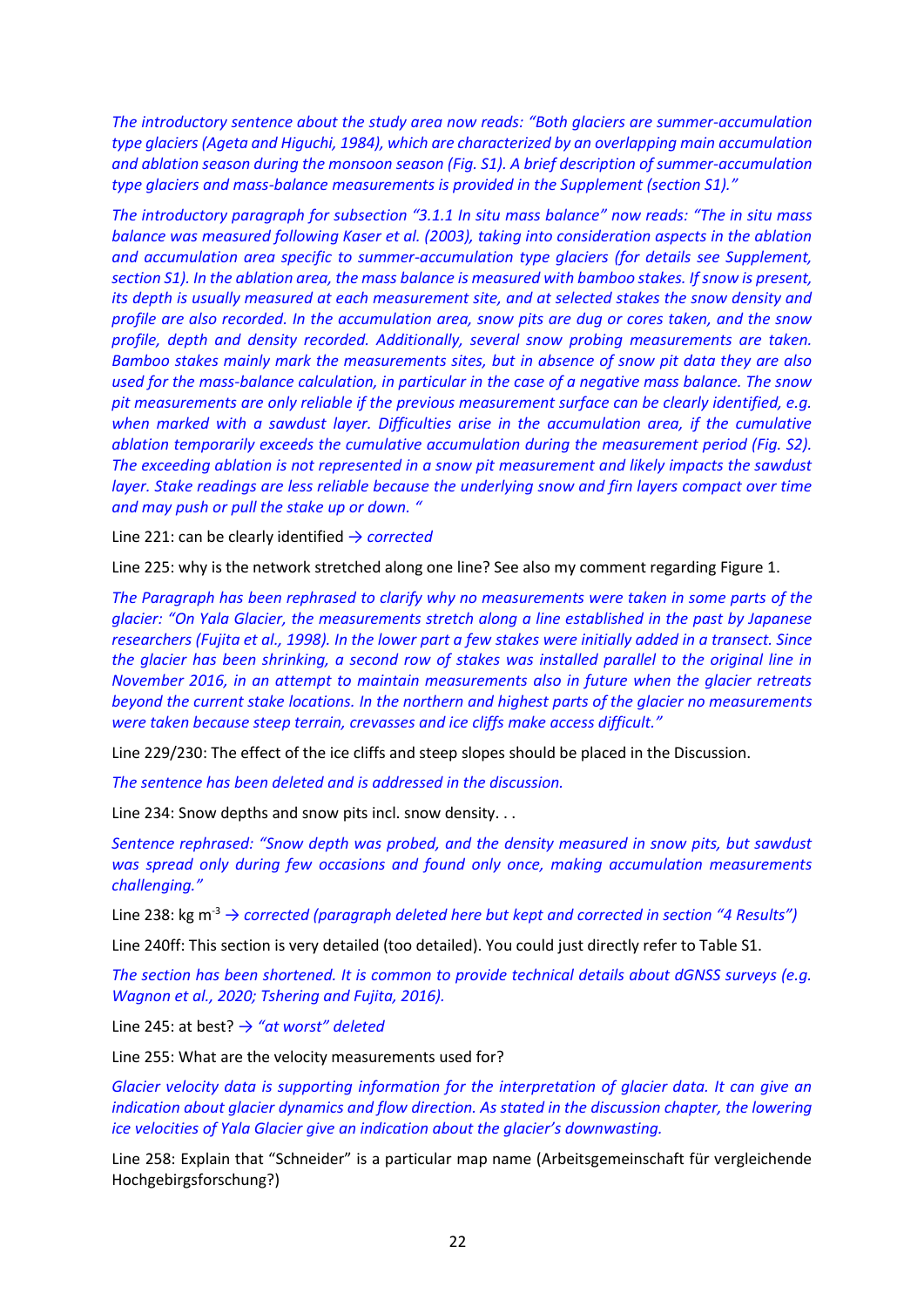*The introductory sentence about the study area now reads: "Both glaciers are summer-accumulation type glaciers (Ageta and Higuchi, 1984), which are characterized by an overlapping main accumulation and ablation season during the monsoon season (Fig. S1). A brief description of summer-accumulation type glaciers and mass-balance measurements is provided in the Supplement (section S1)."*

*The introductory paragraph for subsection "3.1.1 In situ mass balance" now reads: "The in situ mass balance was measured following Kaser et al. (2003), taking into consideration aspects in the ablation and accumulation area specific to summer-accumulation type glaciers (for details see Supplement, section S1). In the ablation area, the mass balance is measured with bamboo stakes. If snow is present, its depth is usually measured at each measurement site, and at selected stakes the snow density and profile are also recorded. In the accumulation area, snow pits are dug or cores taken, and the snow profile, depth and density recorded. Additionally, several snow probing measurements are taken. Bamboo stakes mainly mark the measurements sites, but in absence of snow pit data they are also used for the mass-balance calculation, in particular in the case of a negative mass balance. The snow pit measurements are only reliable if the previous measurement surface can be clearly identified, e.g. when marked with a sawdust layer. Difficulties arise in the accumulation area, if the cumulative ablation temporarily exceeds the cumulative accumulation during the measurement period (Fig. S2). The exceeding ablation is not represented in a snow pit measurement and likely impacts the sawdust layer. Stake readings are less reliable because the underlying snow and firn layers compact over time and may push or pull the stake up or down. "*

Line 221: can be clearly identified *→ corrected*

Line 225: why is the network stretched along one line? See also my comment regarding Figure 1.

*The Paragraph has been rephrased to clarify why no measurements were taken in some parts of the glacier: "On Yala Glacier, the measurements stretch along a line established in the past by Japanese researchers (Fujita et al., 1998). In the lower part a few stakes were initially added in a transect. Since the glacier has been shrinking, a second row of stakes was installed parallel to the original line in November 2016, in an attempt to maintain measurements also in future when the glacier retreats beyond the current stake locations. In the northern and highest parts of the glacier no measurements were taken because steep terrain, crevasses and ice cliffs make access difficult."*

Line 229/230: The effect of the ice cliffs and steep slopes should be placed in the Discussion.

*The sentence has been deleted and is addressed in the discussion.*

Line 234: Snow depths and snow pits incl. snow density. . .

*Sentence rephrased: "Snow depth was probed, and the density measured in snow pits, but sawdust was spread only during few occasions and found only once, making accumulation measurements challenging."*

Line 238: kg m$^{-3}$ *→ corrected (paragraph deleted here but kept and corrected in section "4 Results")*

Line 240ff: This section is very detailed (too detailed). You could just directly refer to Table S1.

*The section has been shortened. It is common to provide technical details about dGNSS surveys (e.g. Wagnon et al., 2020; Tshering and Fujita, 2016).*

Line 245: at best? *→ "at worst" deleted*

Line 255: What are the velocity measurements used for?

*Glacier velocity data is supporting information for the interpretation of glacier data. It can give an indication about glacier dynamics and flow direction. As stated in the discussion chapter, the lowering ice velocities of Yala Glacier give an indication about the glacier's downwasting.*

Line 258: Explain that "Schneider" is a particular map name (Arbeitsgemeinschaft für vergleichende Hochgebirgsforschung?)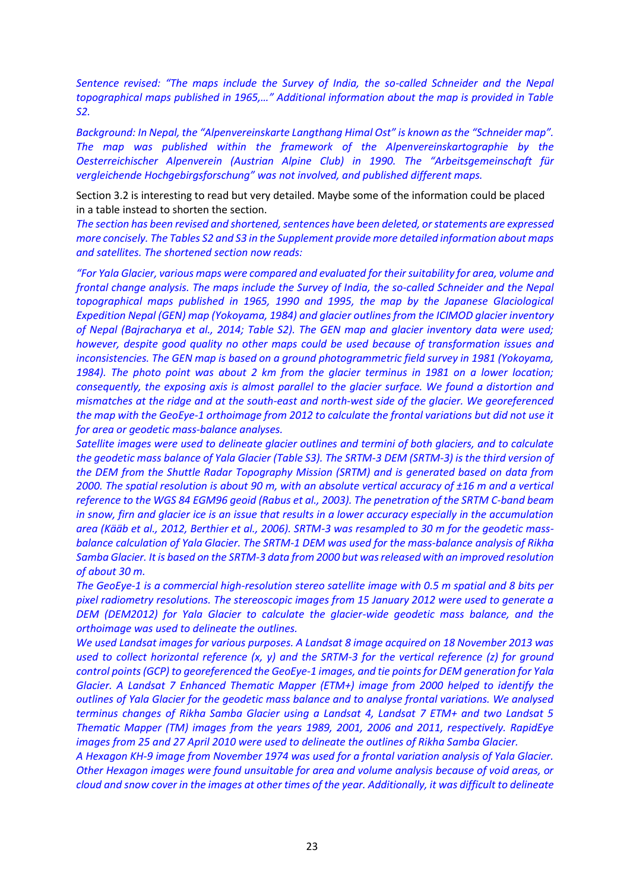*Sentence revised: "The maps include the Survey of India, the so-called Schneider and the Nepal topographical maps published in 1965,…" Additional information about the map is provided in Table S2.*

*Background: In Nepal, the "Alpenvereinskarte Langthang Himal Ost" is known as the "Schneider map". The map was published within the framework of the Alpenvereinskartographie by the Oesterreichischer Alpenverein (Austrian Alpine Club) in 1990. The "Arbeitsgemeinschaft für vergleichende Hochgebirgsforschung" was not involved, and published different maps.*

Section 3.2 is interesting to read but very detailed. Maybe some of the information could be placed in a table instead to shorten the section.

*The section has been revised and shortened, sentences have been deleted, or statements are expressed more concisely. The Tables S2 and S3 in the Supplement provide more detailed information about maps and satellites. The shortened section now reads:*

*"For Yala Glacier, various maps were compared and evaluated for their suitability for area, volume and frontal change analysis. The maps include the Survey of India, the so-called Schneider and the Nepal topographical maps published in 1965, 1990 and 1995, the map by the Japanese Glaciological Expedition Nepal (GEN) map (Yokoyama, 1984) and glacier outlines from the ICIMOD glacier inventory of Nepal (Bajracharya et al., 2014; Table S2). The GEN map and glacier inventory data were used; however, despite good quality no other maps could be used because of transformation issues and inconsistencies. The GEN map is based on a ground photogrammetric field survey in 1981 (Yokoyama, 1984). The photo point was about 2 km from the glacier terminus in 1981 on a lower location; consequently, the exposing axis is almost parallel to the glacier surface. We found a distortion and mismatches at the ridge and at the south-east and north-west side of the glacier. We georeferenced the map with the GeoEye-1 orthoimage from 2012 to calculate the frontal variations but did not use it for area or geodetic mass-balance analyses.*

*Satellite images were used to delineate glacier outlines and termini of both glaciers, and to calculate the geodetic mass balance of Yala Glacier (Table S3). The SRTM-3 DEM (SRTM-3) is the third version of the DEM from the Shuttle Radar Topography Mission (SRTM) and is generated based on data from 2000. The spatial resolution is about 90 m, with an absolute vertical accuracy of ±16 m and a vertical reference to the WGS 84 EGM96 geoid (Rabus et al., 2003). The penetration of the SRTM C-band beam in snow, firn and glacier ice is an issue that results in a lower accuracy especially in the accumulation area (Kääb et al., 2012, Berthier et al., 2006). SRTM-3 was resampled to 30 m for the geodetic mass-balance calculation of Yala Glacier. The SRTM-1 DEM was used for the mass-balance analysis of Rikha Samba Glacier. It is based on the SRTM-3 data from 2000 but was released with an improved resolution of about 30 m.*

*The GeoEye-1 is a commercial high-resolution stereo satellite image with 0.5 m spatial and 8 bits per pixel radiometry resolutions. The stereoscopic images from 15 January 2012 were used to generate a DEM (DEM2012) for Yala Glacier to calculate the glacier-wide geodetic mass balance, and the orthoimage was used to delineate the outlines.*

*We used Landsat images for various purposes. A Landsat 8 image acquired on 18 November 2013 was used to collect horizontal reference (x, y) and the SRTM-3 for the vertical reference (z) for ground control points (GCP) to georeferenced the GeoEye-1 images, and tie points for DEM generation for Yala Glacier. A Landsat 7 Enhanced Thematic Mapper (ETM+) image from 2000 helped to identify the outlines of Yala Glacier for the geodetic mass balance and to analyse frontal variations. We analysed terminus changes of Rikha Samba Glacier using a Landsat 4, Landsat 7 ETM+ and two Landsat 5 Thematic Mapper (TM) images from the years 1989, 2001, 2006 and 2011, respectively. RapidEye images from 25 and 27 April 2010 were used to delineate the outlines of Rikha Samba Glacier.*

*A Hexagon KH-9 image from November 1974 was used for a frontal variation analysis of Yala Glacier. Other Hexagon images were found unsuitable for area and volume analysis because of void areas, or cloud and snow cover in the images at other times of the year. Additionally, it was difficult to delineate*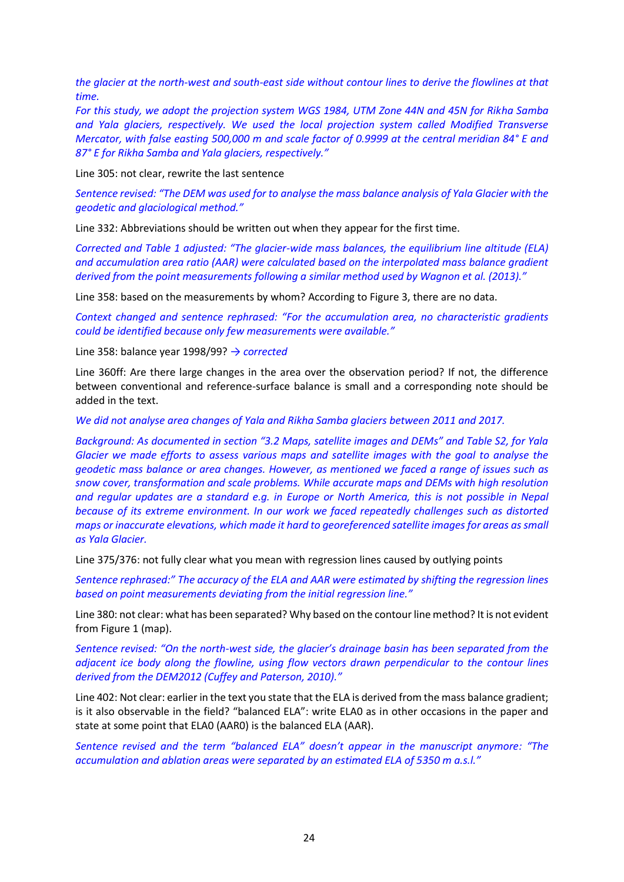*the glacier at the north-west and south-east side without contour lines to derive the flowlines at that time.*

*For this study, we adopt the projection system WGS 1984, UTM Zone 44N and 45N for Rikha Samba and Yala glaciers, respectively. We used the local projection system called Modified Transverse Mercator, with false easting 500,000 m and scale factor of 0.9999 at the central meridian 84° E and 87° E for Rikha Samba and Yala glaciers, respectively."*

Line 305: not clear, rewrite the last sentence

*Sentence revised: "The DEM was used for to analyse the mass balance analysis of Yala Glacier with the geodetic and glaciological method."*

Line 332: Abbreviations should be written out when they appear for the first time.

*Corrected and Table 1 adjusted: "The glacier-wide mass balances, the equilibrium line altitude (ELA) and accumulation area ratio (AAR) were calculated based on the interpolated mass balance gradient derived from the point measurements following a similar method used by Wagnon et al. (2013)."*

Line 358: based on the measurements by whom? According to Figure 3, there are no data.

*Context changed and sentence rephrased: "For the accumulation area, no characteristic gradients could be identified because only few measurements were available."*

Line 358: balance year 1998/99? *→ corrected*

Line 360ff: Are there large changes in the area over the observation period? If not, the difference between conventional and reference-surface balance is small and a corresponding note should be added in the text.

*We did not analyse area changes of Yala and Rikha Samba glaciers between 2011 and 2017.*

*Background: As documented in section "3.2 Maps, satellite images and DEMs" and Table S2, for Yala Glacier we made efforts to assess various maps and satellite images with the goal to analyse the geodetic mass balance or area changes. However, as mentioned we faced a range of issues such as snow cover, transformation and scale problems. While accurate maps and DEMs with high resolution and regular updates are a standard e.g. in Europe or North America, this is not possible in Nepal because of its extreme environment. In our work we faced repeatedly challenges such as distorted maps or inaccurate elevations, which made it hard to georeferenced satellite images for areas as small as Yala Glacier.*

Line 375/376: not fully clear what you mean with regression lines caused by outlying points

*Sentence rephrased:" The accuracy of the ELA and AAR were estimated by shifting the regression lines based on point measurements deviating from the initial regression line."*

Line 380: not clear: what has been separated? Why based on the contour line method? It is not evident from Figure 1 (map).

*Sentence revised: "On the north-west side, the glacier's drainage basin has been separated from the adjacent ice body along the flowline, using flow vectors drawn perpendicular to the contour lines derived from the DEM2012 (Cuffey and Paterson, 2010)."*

Line 402: Not clear: earlier in the text you state that the ELA is derived from the mass balance gradient; is it also observable in the field? "balanced ELA": write ELA0 as in other occasions in the paper and state at some point that ELA0 (AAR0) is the balanced ELA (AAR).

*Sentence revised and the term "balanced ELA" doesn't appear in the manuscript anymore: "The accumulation and ablation areas were separated by an estimated ELA of 5350 m a.s.l."*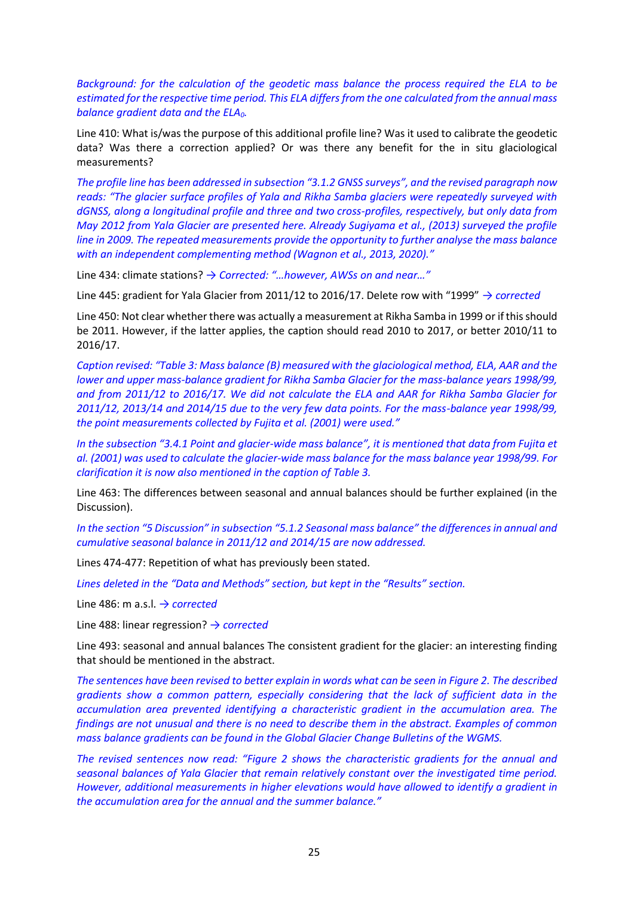*Background: for the calculation of the geodetic mass balance the process required the ELA to be estimated for the respective time period. This ELA differs from the one calculated from the annual mass balance gradient data and the $ELA_0$.*

Line 410: What is/was the purpose of this additional profile line? Was it used to calibrate the geodetic data? Was there a correction applied? Or was there any benefit for the in situ glaciological measurements?

*The profile line has been addressed in subsection "3.1.2 GNSS surveys", and the revised paragraph now reads: "The glacier surface profiles of Yala and Rikha Samba glaciers were repeatedly surveyed with dGNSS, along a longitudinal profile and three and two cross-profiles, respectively, but only data from May 2012 from Yala Glacier are presented here. Already Sugiyama et al., (2013) surveyed the profile line in 2009. The repeated measurements provide the opportunity to further analyse the mass balance with an independent complementing method (Wagnon et al., 2013, 2020)."*

Line 434: climate stations? → *Corrected: "…however, AWSs on and near…"*

Line 445: gradient for Yala Glacier from 2011/12 to 2016/17. Delete row with "1999" → *corrected*

Line 450: Not clear whether there was actually a measurement at Rikha Samba in 1999 or if this should be 2011. However, if the latter applies, the caption should read 2010 to 2017, or better 2010/11 to 2016/17.

*Caption revised: "Table 3: Mass balance (B) measured with the glaciological method, ELA, AAR and the lower and upper mass-balance gradient for Rikha Samba Glacier for the mass-balance years 1998/99, and from 2011/12 to 2016/17. We did not calculate the ELA and AAR for Rikha Samba Glacier for 2011/12, 2013/14 and 2014/15 due to the very few data points. For the mass-balance year 1998/99, the point measurements collected by Fujita et al. (2001) were used."*

*In the subsection "3.4.1 Point and glacier-wide mass balance", it is mentioned that data from Fujita et al. (2001) was used to calculate the glacier-wide mass balance for the mass balance year 1998/99. For clarification it is now also mentioned in the caption of Table 3.*

Line 463: The differences between seasonal and annual balances should be further explained (in the Discussion).

*In the section "5 Discussion" in subsection "5.1.2 Seasonal mass balance" the differences in annual and cumulative seasonal balance in 2011/12 and 2014/15 are now addressed.*

Lines 474-477: Repetition of what has previously been stated.

*Lines deleted in the "Data and Methods" section, but kept in the "Results" section.*

Line 486: m a.s.l. → *corrected*

Line 488: linear regression? → *corrected*

Line 493: seasonal and annual balances The consistent gradient for the glacier: an interesting finding that should be mentioned in the abstract.

*The sentences have been revised to better explain in words what can be seen in Figure 2. The described gradients show a common pattern, especially considering that the lack of sufficient data in the accumulation area prevented identifying a characteristic gradient in the accumulation area. The findings are not unusual and there is no need to describe them in the abstract. Examples of common mass balance gradients can be found in the Global Glacier Change Bulletins of the WGMS.*

*The revised sentences now read: "Figure 2 shows the characteristic gradients for the annual and seasonal balances of Yala Glacier that remain relatively constant over the investigated time period. However, additional measurements in higher elevations would have allowed to identify a gradient in the accumulation area for the annual and the summer balance."*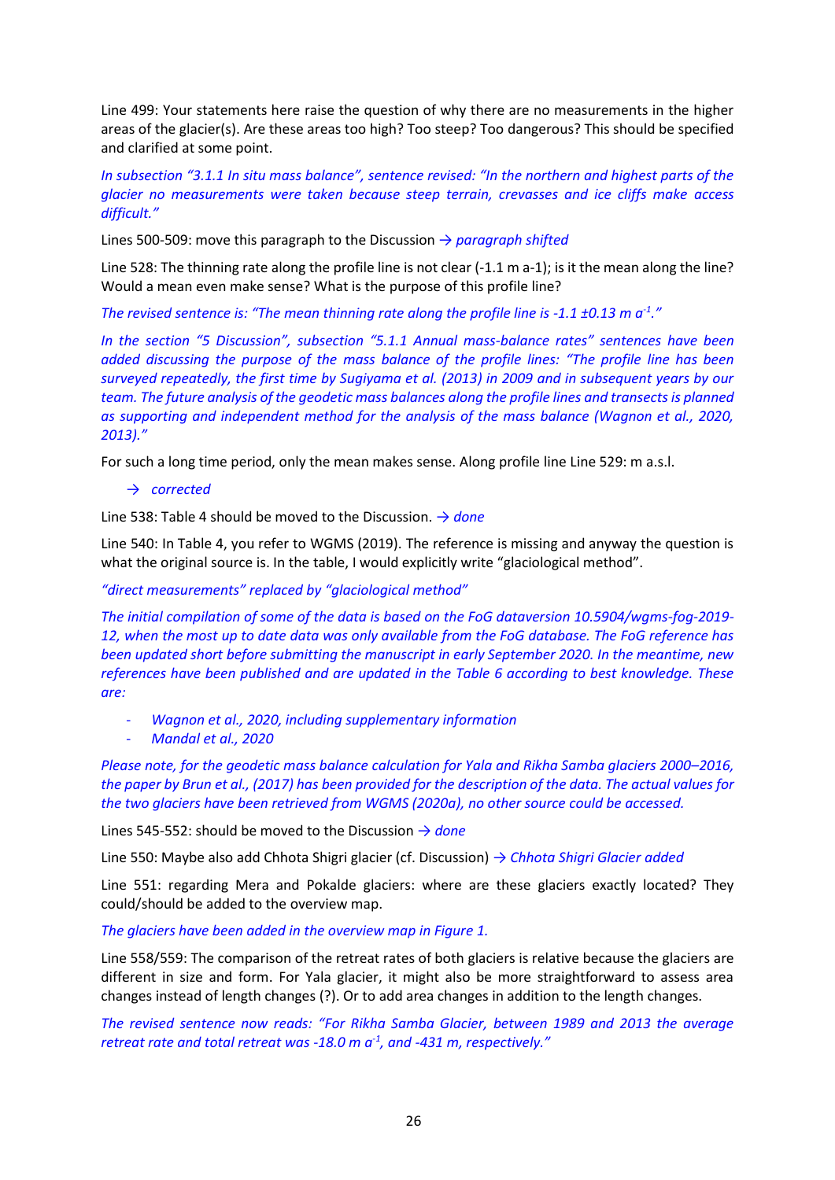Line 499: Your statements here raise the question of why there are no measurements in the higher areas of the glacier(s). Are these areas too high? Too steep? Too dangerous? This should be specified and clarified at some point.

*In subsection "3.1.1 In situ mass balance", sentence revised: "In the northern and highest parts of the glacier no measurements were taken because steep terrain, crevasses and ice cliffs make access difficult."*

Lines 500-509: move this paragraph to the Discussion → *paragraph shifted*

Line 528: The thinning rate along the profile line is not clear (-1.1 m a-1); is it the mean along the line? Would a mean even make sense? What is the purpose of this profile line?

*The revised sentence is: "The mean thinning rate along the profile line is -1.1 ±0.13 m $a^{-1}$."*

*In the section "5 Discussion", subsection "5.1.1 Annual mass-balance rates" sentences have been added discussing the purpose of the mass balance of the profile lines: "The profile line has been surveyed repeatedly, the first time by Sugiyama et al. (2013) in 2009 and in subsequent years by our team. The future analysis of the geodetic mass balances along the profile lines and transects is planned as supporting and independent method for the analysis of the mass balance (Wagnon et al., 2020, 2013)."*

For such a long time period, only the mean makes sense. Along profile line Line 529: m a.s.l.

→ *corrected*

Line 538: Table 4 should be moved to the Discussion. → *done*

Line 540: In Table 4, you refer to WGMS (2019). The reference is missing and anyway the question is what the original source is. In the table, I would explicitly write "glaciological method".

*"direct measurements" replaced by "glaciological method"*

*The initial compilation of some of the data is based on the FoG dataversion 10.5904/wgms-fog-2019-12, when the most up to date data was only available from the FoG database. The FoG reference has been updated short before submitting the manuscript in early September 2020. In the meantime, new references have been published and are updated in the Table 6 according to best knowledge. These are:*

- *Wagnon et al., 2020, including supplementary information*
- *Mandal et al., 2020*

*Please note, for the geodetic mass balance calculation for Yala and Rikha Samba glaciers 2000–2016, the paper by Brun et al., (2017) has been provided for the description of the data. The actual values for the two glaciers have been retrieved from WGMS (2020a), no other source could be accessed.*

Lines 545-552: should be moved to the Discussion → *done*

Line 550: Maybe also add Chhota Shigri glacier (cf. Discussion) → *Chhota Shigri Glacier added*

Line 551: regarding Mera and Pokalde glaciers: where are these glaciers exactly located? They could/should be added to the overview map.

*The glaciers have been added in the overview map in Figure 1.*

Line 558/559: The comparison of the retreat rates of both glaciers is relative because the glaciers are different in size and form. For Yala glacier, it might also be more straightforward to assess area changes instead of length changes (?). Or to add area changes in addition to the length changes.

*The revised sentence now reads: "For Rikha Samba Glacier, between 1989 and 2013 the average retreat rate and total retreat was -18.0 m $a^{-1}$, and -431 m, respectively."*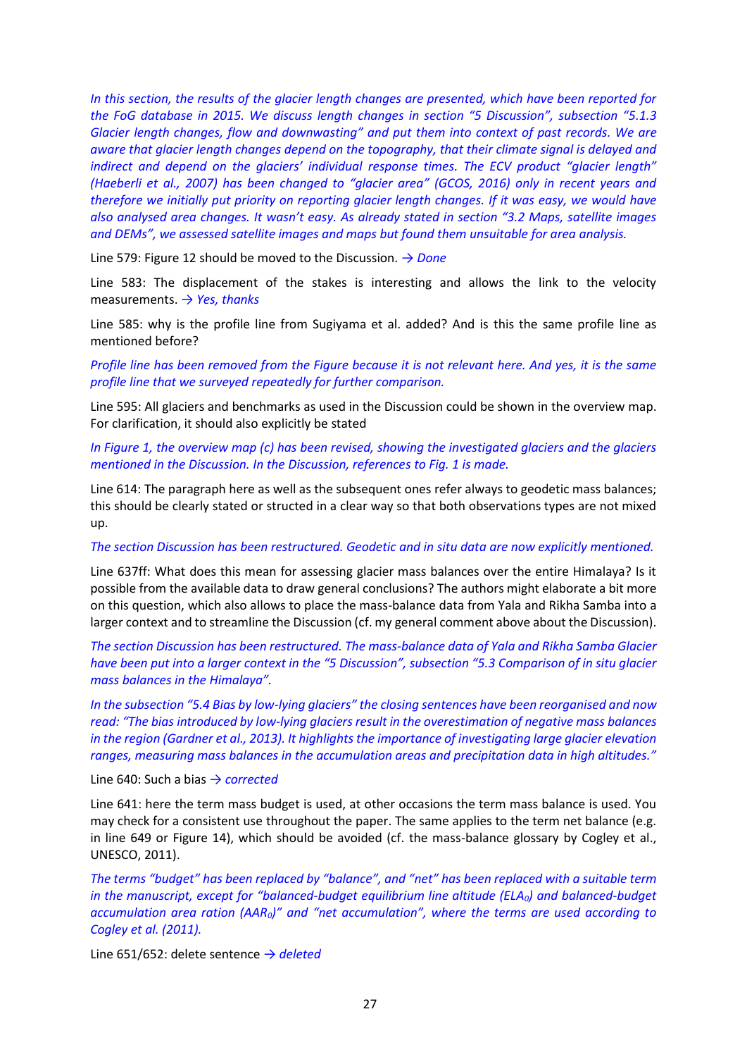*In this section, the results of the glacier length changes are presented, which have been reported for the FoG database in 2015. We discuss length changes in section "5 Discussion", subsection "5.1.3 Glacier length changes, flow and downwasting" and put them into context of past records. We are aware that glacier length changes depend on the topography, that their climate signal is delayed and indirect and depend on the glaciers' individual response times. The ECV product "glacier length" (Haeberli et al., 2007) has been changed to "glacier area" (GCOS, 2016) only in recent years and therefore we initially put priority on reporting glacier length changes. If it was easy, we would have also analysed area changes. It wasn't easy. As already stated in section "3.2 Maps, satellite images and DEMs", we assessed satellite images and maps but found them unsuitable for area analysis.*

Line 579: Figure 12 should be moved to the Discussion. *→ Done*

Line 583: The displacement of the stakes is interesting and allows the link to the velocity measurements. *→ Yes, thanks*

Line 585: why is the profile line from Sugiyama et al. added? And is this the same profile line as mentioned before?

*Profile line has been removed from the Figure because it is not relevant here. And yes, it is the same profile line that we surveyed repeatedly for further comparison.*

Line 595: All glaciers and benchmarks as used in the Discussion could be shown in the overview map. For clarification, it should also explicitly be stated

*In Figure 1, the overview map (c) has been revised, showing the investigated glaciers and the glaciers mentioned in the Discussion. In the Discussion, references to Fig. 1 is made.*

Line 614: The paragraph here as well as the subsequent ones refer always to geodetic mass balances; this should be clearly stated or structed in a clear way so that both observations types are not mixed up.

*The section Discussion has been restructured. Geodetic and in situ data are now explicitly mentioned.*

Line 637ff: What does this mean for assessing glacier mass balances over the entire Himalaya? Is it possible from the available data to draw general conclusions? The authors might elaborate a bit more on this question, which also allows to place the mass-balance data from Yala and Rikha Samba into a larger context and to streamline the Discussion (cf. my general comment above about the Discussion).

*The section Discussion has been restructured. The mass-balance data of Yala and Rikha Samba Glacier have been put into a larger context in the "5 Discussion", subsection "5.3 Comparison of in situ glacier mass balances in the Himalaya".*

*In the subsection "5.4 Bias by low-lying glaciers" the closing sentences have been reorganised and now read: "The bias introduced by low-lying glaciers result in the overestimation of negative mass balances in the region (Gardner et al., 2013). It highlights the importance of investigating large glacier elevation ranges, measuring mass balances in the accumulation areas and precipitation data in high altitudes."*

Line 640: Such a bias *→ corrected*

Line 641: here the term mass budget is used, at other occasions the term mass balance is used. You may check for a consistent use throughout the paper. The same applies to the term net balance (e.g. in line 649 or Figure 14), which should be avoided (cf. the mass-balance glossary by Cogley et al., UNESCO, 2011).

*The terms "budget" has been replaced by "balance", and "net" has been replaced with a suitable term in the manuscript, except for "balanced-budget equilibrium line altitude ($ELA_0$) and balanced-budget accumulation area ration ($AAR_0$)" and "net accumulation", where the terms are used according to Cogley et al. (2011).*

Line 651/652: delete sentence *→ deleted*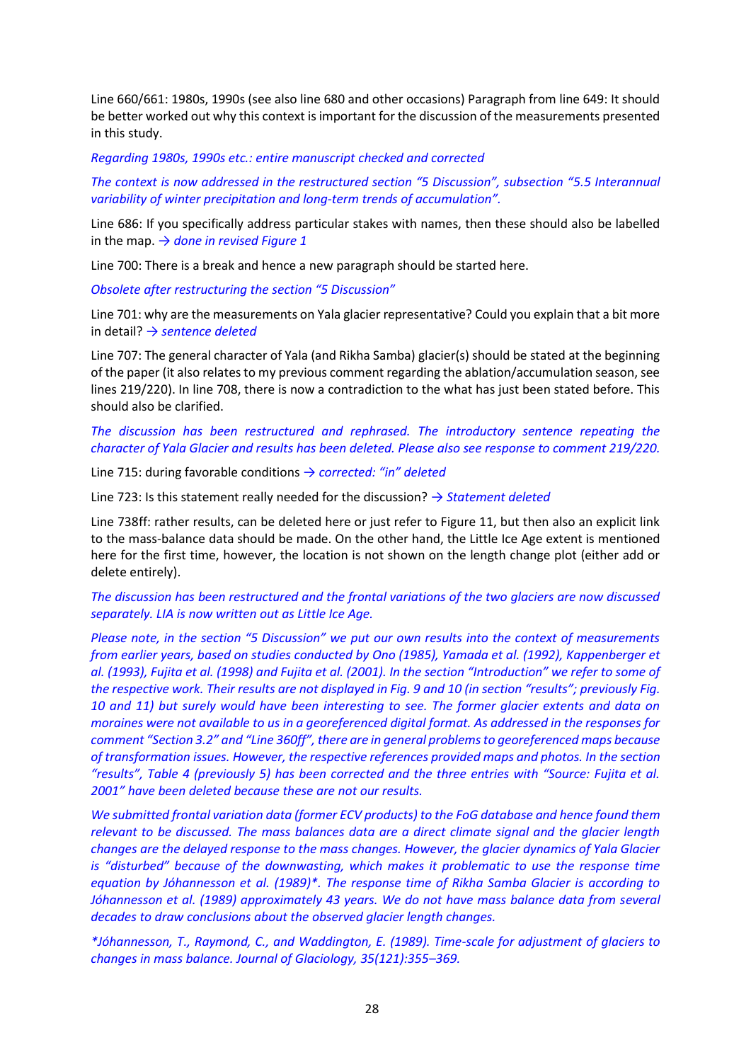Line 660/661: 1980s, 1990s (see also line 680 and other occasions) Paragraph from line 649: It should be better worked out why this context is important for the discussion of the measurements presented in this study.

*Regarding 1980s, 1990s etc.: entire manuscript checked and corrected*

*The context is now addressed in the restructured section "5 Discussion", subsection "5.5 Interannual variability of winter precipitation and long-term trends of accumulation".*

Line 686: If you specifically address particular stakes with names, then these should also be labelled in the map. *→ done in revised Figure 1*

Line 700: There is a break and hence a new paragraph should be started here.

*Obsolete after restructuring the section "5 Discussion"*

Line 701: why are the measurements on Yala glacier representative? Could you explain that a bit more in detail? *→ sentence deleted*

Line 707: The general character of Yala (and Rikha Samba) glacier(s) should be stated at the beginning of the paper (it also relates to my previous comment regarding the ablation/accumulation season, see lines 219/220). In line 708, there is now a contradiction to the what has just been stated before. This should also be clarified.

*The discussion has been restructured and rephrased. The introductory sentence repeating the character of Yala Glacier and results has been deleted. Please also see response to comment 219/220.*

Line 715: during favorable conditions *→ corrected: "in" deleted*

Line 723: Is this statement really needed for the discussion? *→ Statement deleted*

Line 738ff: rather results, can be deleted here or just refer to Figure 11, but then also an explicit link to the mass-balance data should be made. On the other hand, the Little Ice Age extent is mentioned here for the first time, however, the location is not shown on the length change plot (either add or delete entirely).

*The discussion has been restructured and the frontal variations of the two glaciers are now discussed separately. LIA is now written out as Little Ice Age.*

*Please note, in the section "5 Discussion" we put our own results into the context of measurements from earlier years, based on studies conducted by Ono (1985), Yamada et al. (1992), Kappenberger et al. (1993), Fujita et al. (1998) and Fujita et al. (2001). In the section "Introduction" we refer to some of the respective work. Their results are not displayed in Fig. 9 and 10 (in section "results"; previously Fig. 10 and 11) but surely would have been interesting to see. The former glacier extents and data on moraines were not available to us in a georeferenced digital format. As addressed in the responses for comment "Section 3.2" and "Line 360ff", there are in general problems to georeferenced maps because of transformation issues. However, the respective references provided maps and photos. In the section "results", Table 4 (previously 5) has been corrected and the three entries with "Source: Fujita et al. 2001" have been deleted because these are not our results.*

*We submitted frontal variation data (former ECV products) to the FoG database and hence found them relevant to be discussed. The mass balances data are a direct climate signal and the glacier length changes are the delayed response to the mass changes. However, the glacier dynamics of Yala Glacier is "disturbed" because of the downwasting, which makes it problematic to use the response time equation by Jóhannesson et al. (1989)*. The response time of Rikha Samba Glacier is according to Jóhannesson et al. (1989) approximately 43 years. We do not have mass balance data from several decades to draw conclusions about the observed glacier length changes.*

**Jóhannesson, T., Raymond, C., and Waddington, E. (1989). Time-scale for adjustment of glaciers to changes in mass balance. Journal of Glaciology, 35(121):355–369.*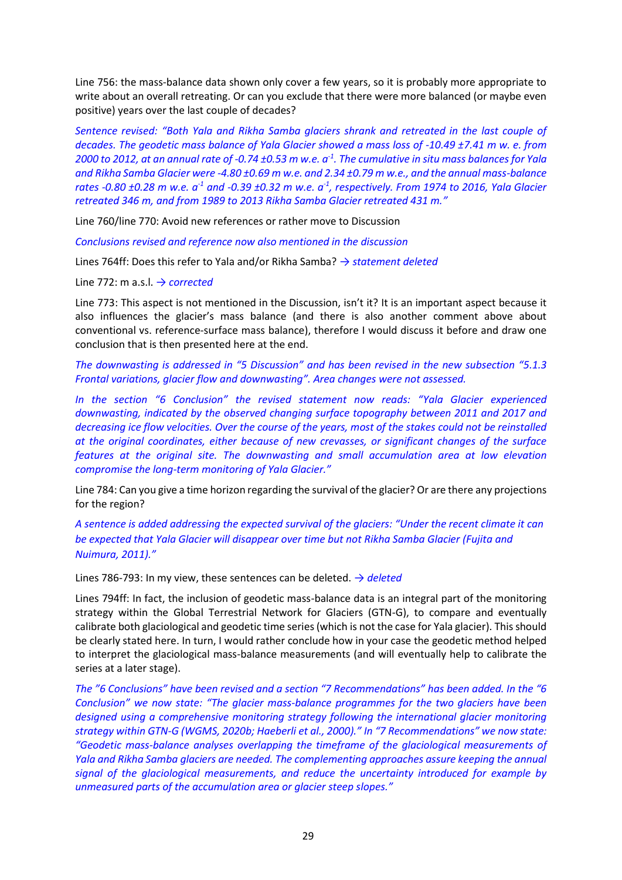Line 756: the mass-balance data shown only cover a few years, so it is probably more appropriate to write about an overall retreating. Or can you exclude that there were more balanced (or maybe even positive) years over the last couple of decades?

*Sentence revised: "Both Yala and Rikha Samba glaciers shrank and retreated in the last couple of decades. The geodetic mass balance of Yala Glacier showed a mass loss of -10.49 ±7.41 m w. e. from 2000 to 2012, at an annual rate of -0.74 ±0.53 m w.e. $a^{-1}$. The cumulative in situ mass balances for Yala and Rikha Samba Glacier were -4.80 ±0.69 m w.e. and 2.34 ±0.79 m w.e., and the annual mass-balance rates -0.80 ±0.28 m w.e. $a^{-1}$ and -0.39 ±0.32 m w.e. $a^{-1}$, respectively. From 1974 to 2016, Yala Glacier retreated 346 m, and from 1989 to 2013 Rikha Samba Glacier retreated 431 m."*

Line 760/line 770: Avoid new references or rather move to Discussion

*Conclusions revised and reference now also mentioned in the discussion*

Lines 764ff: Does this refer to Yala and/or Rikha Samba? *→ statement deleted*

Line 772: m a.s.l. *→ corrected*

Line 773: This aspect is not mentioned in the Discussion, isn't it? It is an important aspect because it also influences the glacier's mass balance (and there is also another comment above about conventional vs. reference-surface mass balance), therefore I would discuss it before and draw one conclusion that is then presented here at the end.

*The downwasting is addressed in "5 Discussion" and has been revised in the new subsection "5.1.3 Frontal variations, glacier flow and downwasting". Area changes were not assessed.*

*In the section "6 Conclusion" the revised statement now reads: "Yala Glacier experienced downwasting, indicated by the observed changing surface topography between 2011 and 2017 and decreasing ice flow velocities. Over the course of the years, most of the stakes could not be reinstalled at the original coordinates, either because of new crevasses, or significant changes of the surface features at the original site. The downwasting and small accumulation area at low elevation compromise the long-term monitoring of Yala Glacier."*

Line 784: Can you give a time horizon regarding the survival of the glacier? Or are there any projections for the region?

*A sentence is added addressing the expected survival of the glaciers: "Under the recent climate it can be expected that Yala Glacier will disappear over time but not Rikha Samba Glacier (Fujita and Nuimura, 2011)."*

Lines 786-793: In my view, these sentences can be deleted. *→ deleted*

Lines 794ff: In fact, the inclusion of geodetic mass-balance data is an integral part of the monitoring strategy within the Global Terrestrial Network for Glaciers (GTN-G), to compare and eventually calibrate both glaciological and geodetic time series (which is not the case for Yala glacier). This should be clearly stated here. In turn, I would rather conclude how in your case the geodetic method helped to interpret the glaciological mass-balance measurements (and will eventually help to calibrate the series at a later stage).

*The "6 Conclusions" have been revised and a section "7 Recommendations" has been added. In the "6 Conclusion" we now state: "The glacier mass-balance programmes for the two glaciers have been designed using a comprehensive monitoring strategy following the international glacier monitoring strategy within GTN-G (WGMS, 2020b; Haeberli et al., 2000)." In "7 Recommendations" we now state: "Geodetic mass-balance analyses overlapping the timeframe of the glaciological measurements of Yala and Rikha Samba glaciers are needed. The complementing approaches assure keeping the annual signal of the glaciological measurements, and reduce the uncertainty introduced for example by unmeasured parts of the accumulation area or glacier steep slopes."*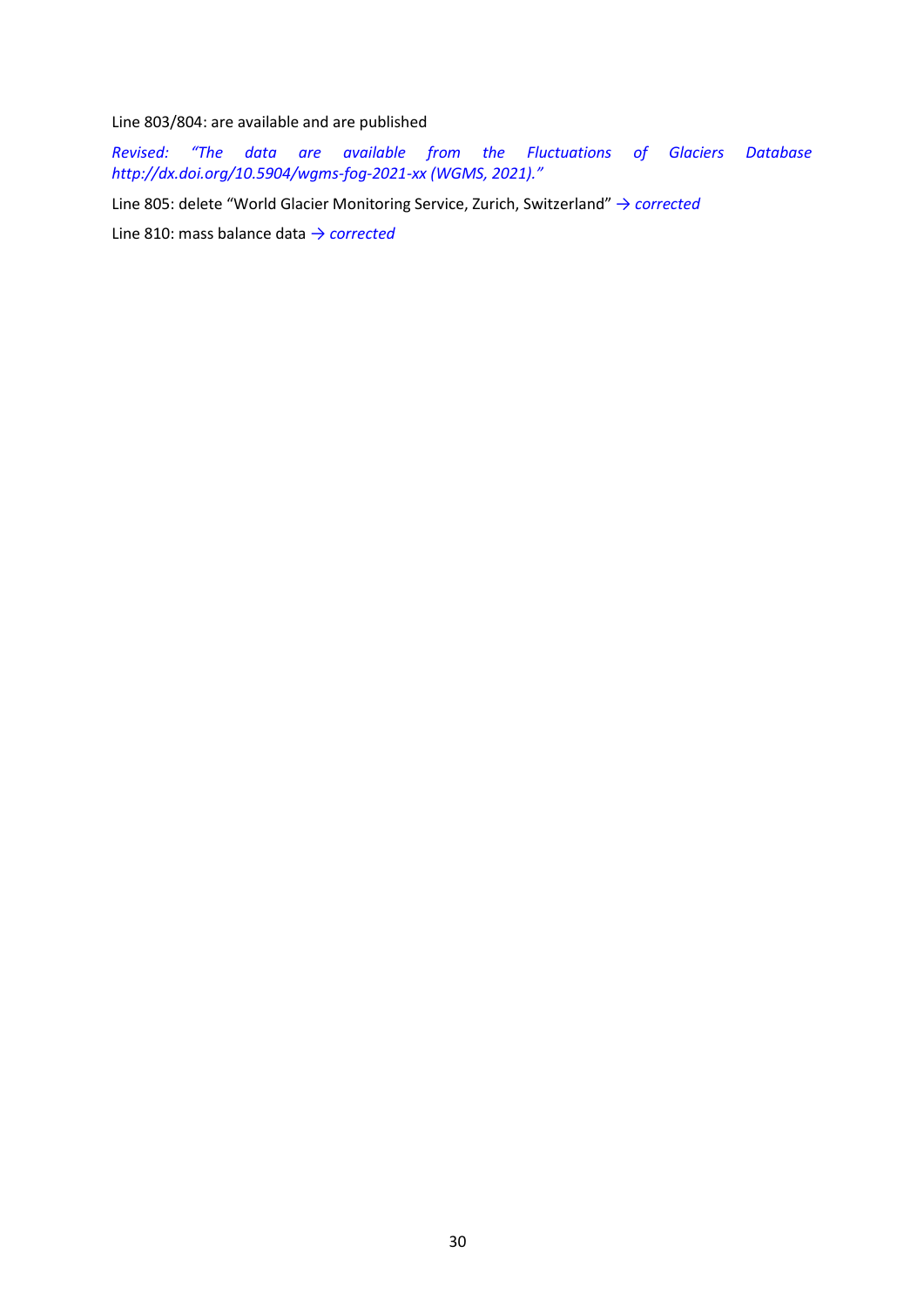Line 803/804: are available and are published

*Revised: "The data are available from the Fluctuations of Glaciers Database http://dx.doi.org/10.5904/wgms-fog-2021-xx (WGMS, 2021)."*

Line 805: delete "World Glacier Monitoring Service, Zurich, Switzerland" *→ corrected*

Line 810: mass balance data *→ corrected*